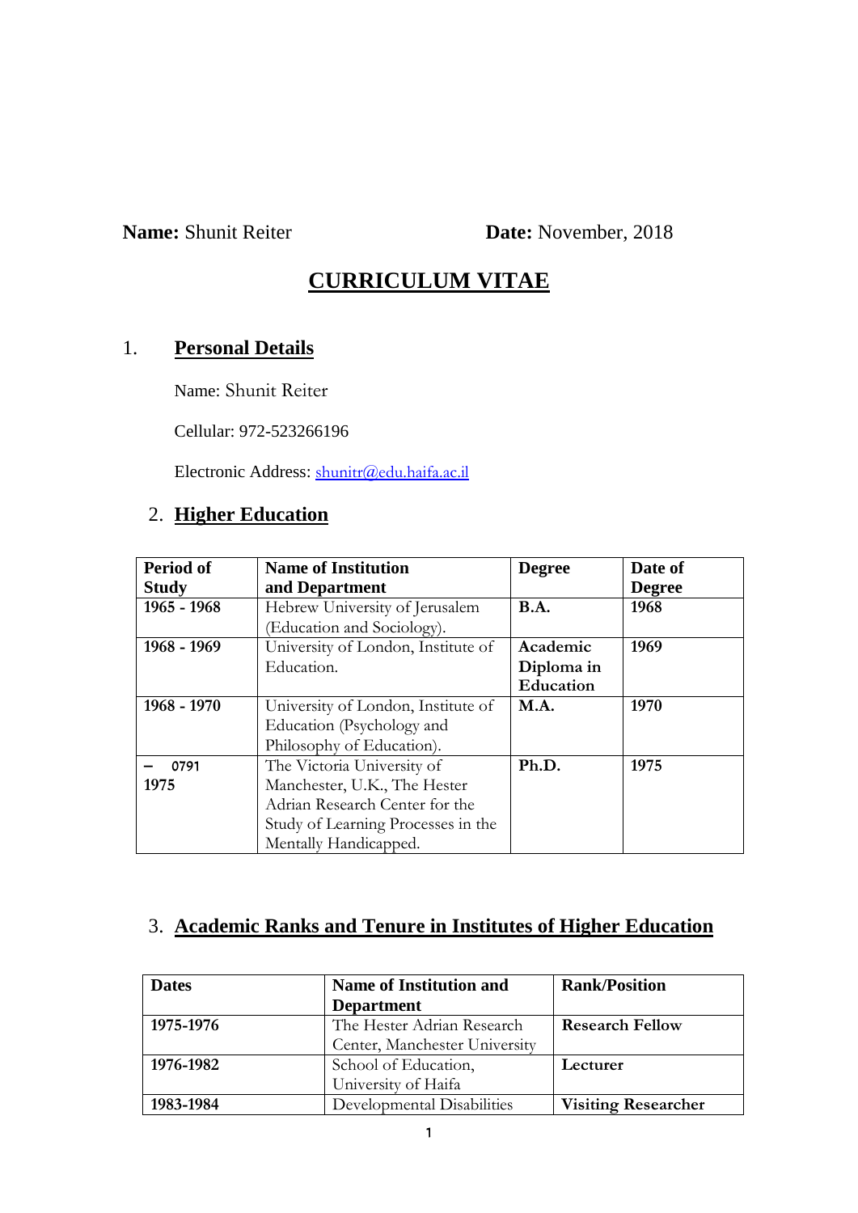**Name:** Shunit Reiter **Date:** November, 2018

# CURRICULUM VITAE

## 1. Personal Details

Name: Shunit Reiter

Cellular: 972-523266196

Electronic Address: shunitr@edu.haifa.ac.il

## 2. Higher Education

| Period of Study | Name of Institution and Department | Degree | Date of Degree |
|---|---|---|---|
| 1965 - 1968 | Hebrew University of Jerusalem (Education and Sociology). | B.A. | 1968 |
| 1968 - 1969 | University of London, Institute of Education. | Academic Diploma in Education | 1969 |
| 1968 - 1970 | University of London, Institute of Education (Psychology and Philosophy of Education). | M.A. | 1970 |
| 0791 – 1975 | The Victoria University of Manchester, U.K., The Hester Adrian Research Center for the Study of Learning Processes in the Mentally Handicapped. | Ph.D. | 1975 |

## 3. Academic Ranks and Tenure in Institutes of Higher Education

| Dates | Name of Institution and Department | Rank/Position |
|---|---|---|
| 1975-1976 | The Hester Adrian Research Center, Manchester University | Research Fellow |
| 1976-1982 | School of Education, University of Haifa | Lecturer |
| 1983-1984 | Developmental Disabilities | Visiting Researcher |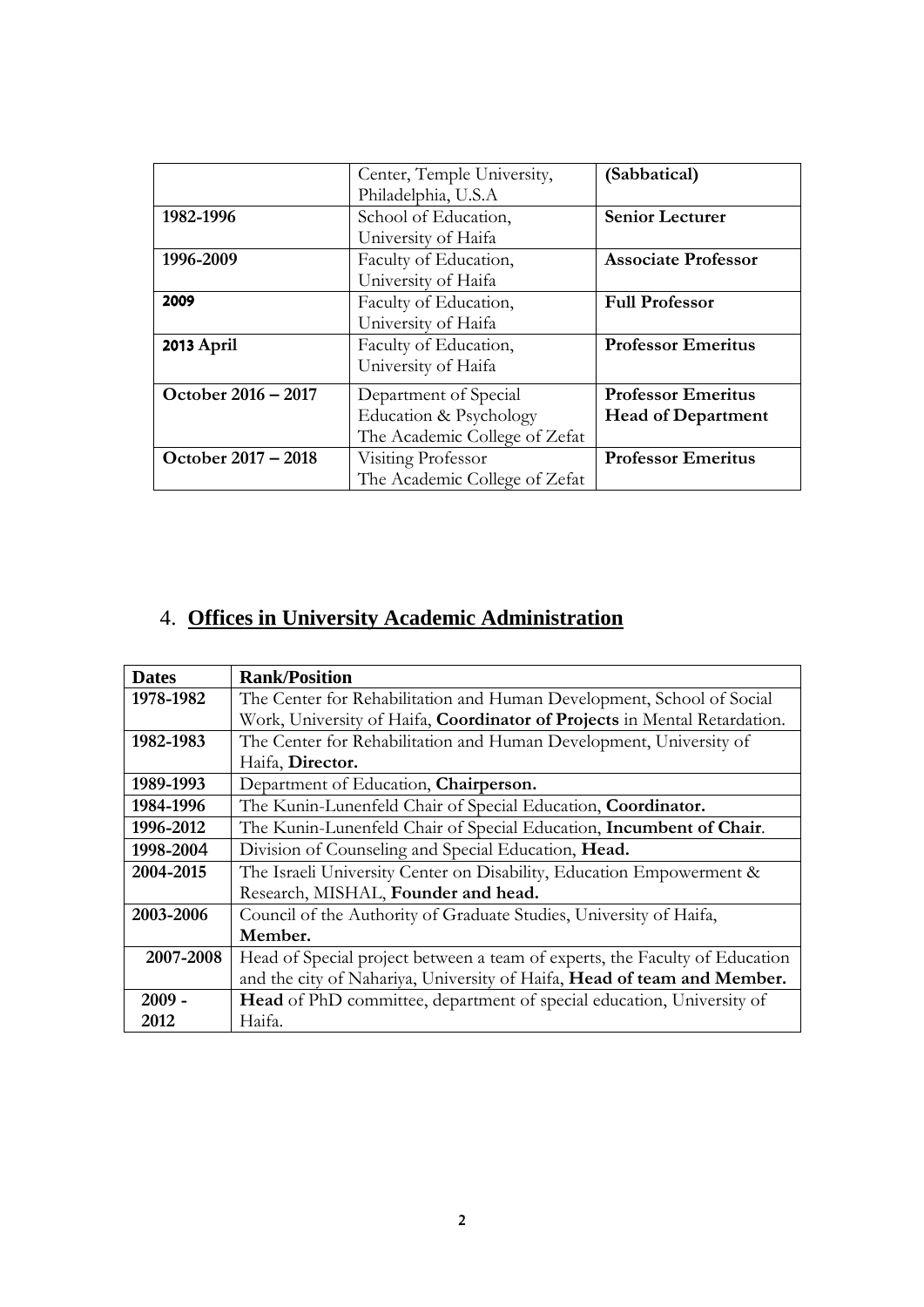|  | Center, Temple University, Philadelphia, U.S.A | **(Sabbatical)** |
|---|---|---|
| **1982-1996** | School of Education, University of Haifa | **Senior Lecturer** |
| **1996-2009** | Faculty of Education, University of Haifa | **Associate Professor** |
| **2009** | Faculty of Education, University of Haifa | **Full Professor** |
| **2013 April** | Faculty of Education, University of Haifa | **Professor Emeritus** |
| **October 2016 – 2017** | Department of Special Education & Psychology The Academic College of Zefat | **Professor Emeritus Head of Department** |
| **October 2017 – 2018** | Visiting Professor The Academic College of Zefat | **Professor Emeritus** |

## 4. Offices in University Academic Administration

| **Dates** | **Rank/Position** |
|---|---|
| **1978-1982** | The Center for Rehabilitation and Human Development, School of Social Work, University of Haifa, **Coordinator of Projects** in Mental Retardation. |
| **1982-1983** | The Center for Rehabilitation and Human Development, University of Haifa, **Director.** |
| **1989-1993** | Department of Education, **Chairperson.** |
| **1984-1996** | The Kunin-Lunenfeld Chair of Special Education, **Coordinator.** |
| **1996-2012** | The Kunin-Lunenfeld Chair of Special Education, **Incumbent of Chair**. |
| **1998-2004** | Division of Counseling and Special Education, **Head.** |
| **2004-2015** | The Israeli University Center on Disability, Education Empowerment & Research, MISHAL, **Founder and head.** |
| **2003-2006** | Council of the Authority of Graduate Studies, University of Haifa, **Member.** |
| **2007-2008** | Head of Special project between a team of experts, the Faculty of Education and the city of Nahariya, University of Haifa, **Head of team and Member.** |
| **2009 - 2012** | **Head** of PhD committee, department of special education, University of Haifa. |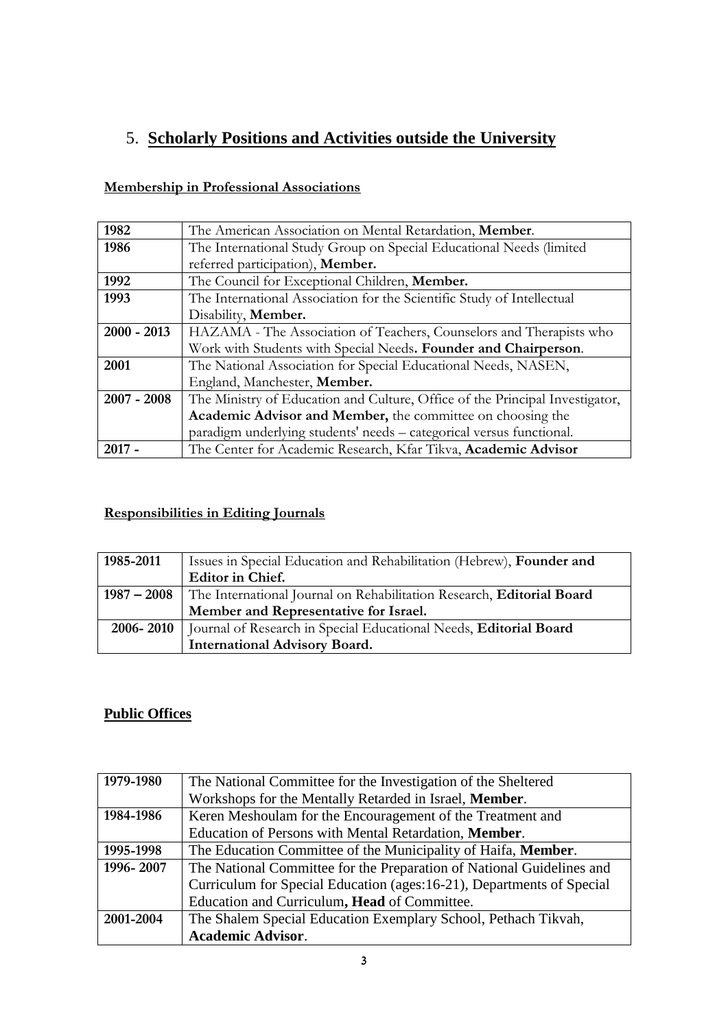## 5. Scholarly Positions and Activities outside the University

### Membership in Professional Associations

| | |
|---|---|
| **1982** | The American Association on Mental Retardation, **Member**. |
| **1986** | The International Study Group on Special Educational Needs (limited referred participation), **Member.** |
| **1992** | The Council for Exceptional Children, **Member.** |
| **1993** | The International Association for the Scientific Study of Intellectual Disability, **Member.** |
| **2000 - 2013** | HAZAMA - The Association of Teachers, Counselors and Therapists who Work with Students with Special Needs**. Founder and Chairperson**. |
| **2001** | The National Association for Special Educational Needs, NASEN, England, Manchester, **Member.** |
| **2007 - 2008** | The Ministry of Education and Culture, Office of the Principal Investigator, **Academic Advisor and Member,** the committee on choosing the paradigm underlying students' needs – categorical versus functional. |
| **2017 -** | The Center for Academic Research, Kfar Tikva, **Academic Advisor** |

### Responsibilities in Editing Journals

| | |
|---|---|
| **1985-2011** | Issues in Special Education and Rehabilitation (Hebrew), **Founder and Editor in Chief.** |
| **1987 – 2008** | The International Journal on Rehabilitation Research, **Editorial Board Member and Representative for Israel.** |
| **2006- 2010** | Journal of Research in Special Educational Needs, **Editorial Board International Advisory Board.** |

### Public Offices

| | |
|---|---|
| **1979-1980** | The National Committee for the Investigation of the Sheltered Workshops for the Mentally Retarded in Israel, **Member**. |
| **1984-1986** | Keren Meshoulam for the Encouragement of the Treatment and Education of Persons with Mental Retardation, **Member**. |
| **1995-1998** | The Education Committee of the Municipality of Haifa, **Member**. |
| **1996- 2007** | The National Committee for the Preparation of National Guidelines and Curriculum for Special Education (ages:16-21), Departments of Special Education and Curriculum**, Head** of Committee. |
| **2001-2004** | The Shalem Special Education Exemplary School, Pethach Tikvah, **Academic Advisor**. |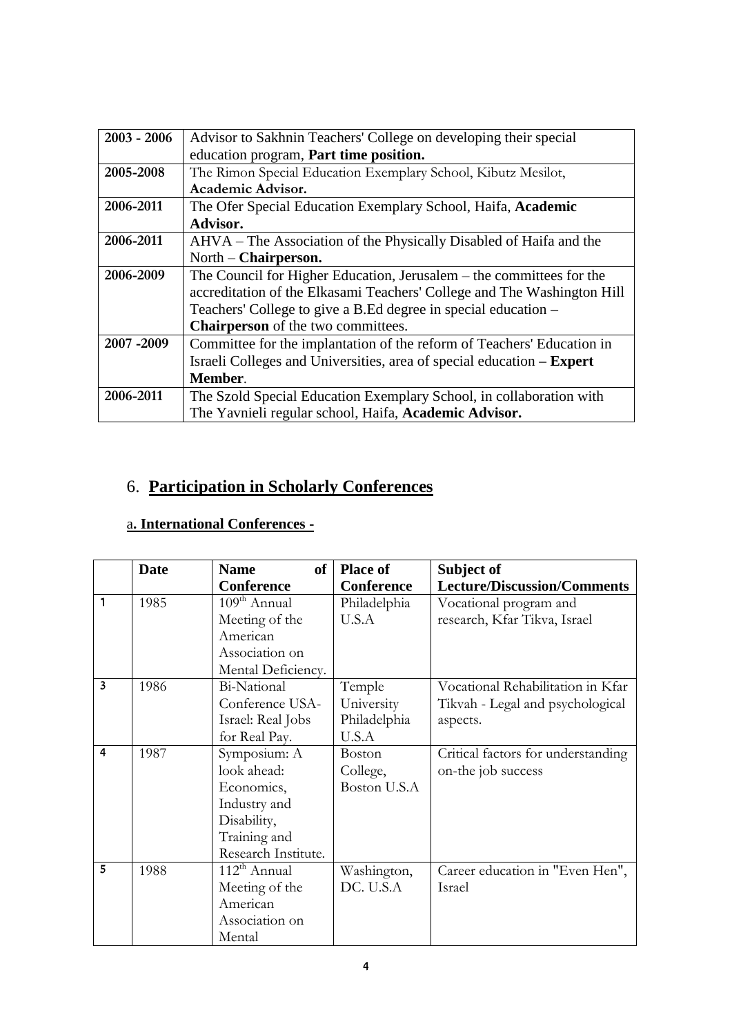| 2003 - 2006 | Advisor to Sakhnin Teachers' College on developing their special education program, **Part time position.** |
|---|---|
| 2005-2008 | The Rimon Special Education Exemplary School, Kibutz Mesilot, **Academic Advisor.** |
| 2006-2011 | The Ofer Special Education Exemplary School, Haifa, **Academic Advisor.** |
| 2006-2011 | AHVA – The Association of the Physically Disabled of Haifa and the North – **Chairperson.** |
| 2006-2009 | The Council for Higher Education, Jerusalem – the committees for the accreditation of the Elkasami Teachers' College and The Washington Hill Teachers' College to give a B.Ed degree in special education – **Chairperson** of the two committees. |
| 2007 -2009 | Committee for the implantation of the reform of Teachers' Education in Israeli Colleges and Universities, area of special education **– Expert Member**. |
| 2006-2011 | The Szold Special Education Exemplary School, in collaboration with The Yavnieli regular school, Haifa, **Academic Advisor.** |

## 6. Participation in Scholarly Conferences

### a. International Conferences -

| | Date | Name of Conference | Place of Conference | Subject of Lecture/Discussion/Comments |
|---|---|---|---|---|
| 1 | 1985 | 109th Annual Meeting of the American Association on Mental Deficiency. | Philadelphia U.S.A | Vocational program and research, Kfar Tikva, Israel |
| 3 | 1986 | Bi-National Conference USA-Israel: Real Jobs for Real Pay. | Temple University Philadelphia U.S.A | Vocational Rehabilitation in Kfar Tikvah - Legal and psychological aspects. |
| 4 | 1987 | Symposium: A look ahead: Economics, Industry and Disability, Training and Research Institute. | Boston College, Boston U.S.A | Critical factors for understanding on-the job success |
| 5 | 1988 | 112th Annual Meeting of the American Association on Mental | Washington, DC. U.S.A | Career education in "Even Hen", Israel |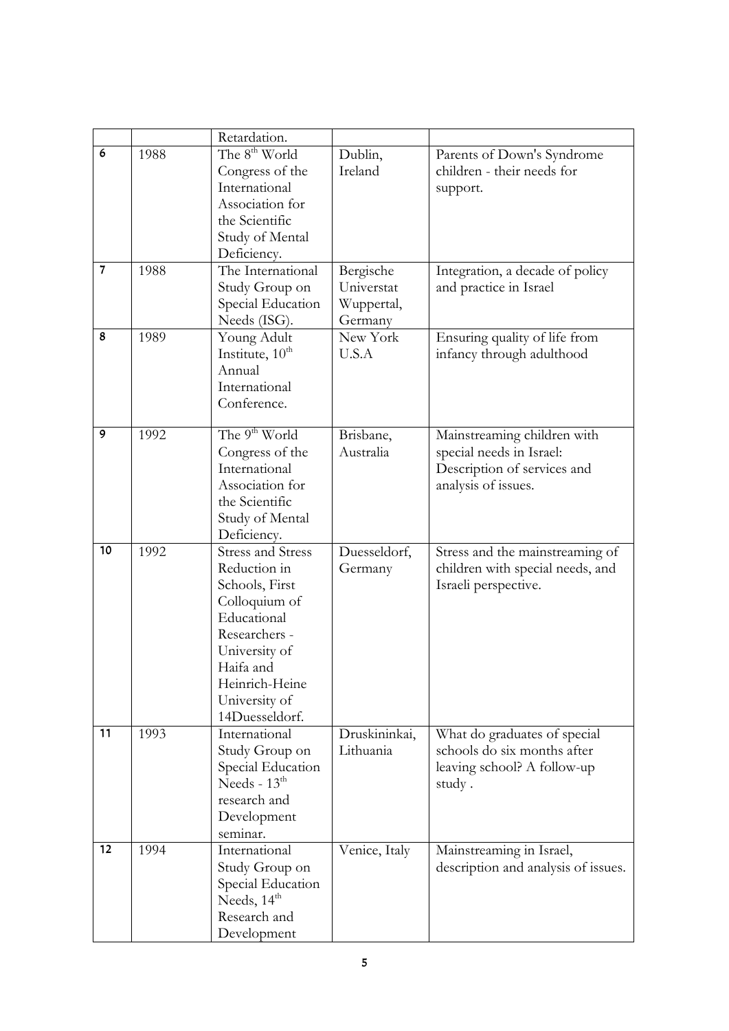| | | | | |
|---|---|---|---|---|
| | | Retardation. | | |
| 6 | 1988 | The 8th World Congress of the International Association for the Scientific Study of Mental Deficiency. | Dublin, Ireland | Parents of Down's Syndrome children - their needs for support. |
| 7 | 1988 | The International Study Group on Special Education Needs (ISG). | Bergische Universtat Wuppertal, Germany | Integration, a decade of policy and practice in Israel |
| 8 | 1989 | Young Adult Institute, 10th Annual International Conference. | New York U.S.A | Ensuring quality of life from infancy through adulthood |
| 9 | 1992 | The 9th World Congress of the International Association for the Scientific Study of Mental Deficiency. | Brisbane, Australia | Mainstreaming children with special needs in Israel: Description of services and analysis of issues. |
| 10 | 1992 | Stress and Stress Reduction in Schools, First Colloquium of Educational Researchers - University of Haifa and Heinrich-Heine University of 14Duesseldorf. | Duesseldorf, Germany | Stress and the mainstreaming of children with special needs, and Israeli perspective. |
| 11 | 1993 | International Study Group on Special Education Needs - 13th research and Development seminar. | Druskininkai, Lithuania | What do graduates of special schools do six months after leaving school? A follow-up study . |
| 12 | 1994 | International Study Group on Special Education Needs, 14th Research and Development | Venice, Italy | Mainstreaming in Israel, description and analysis of issues. |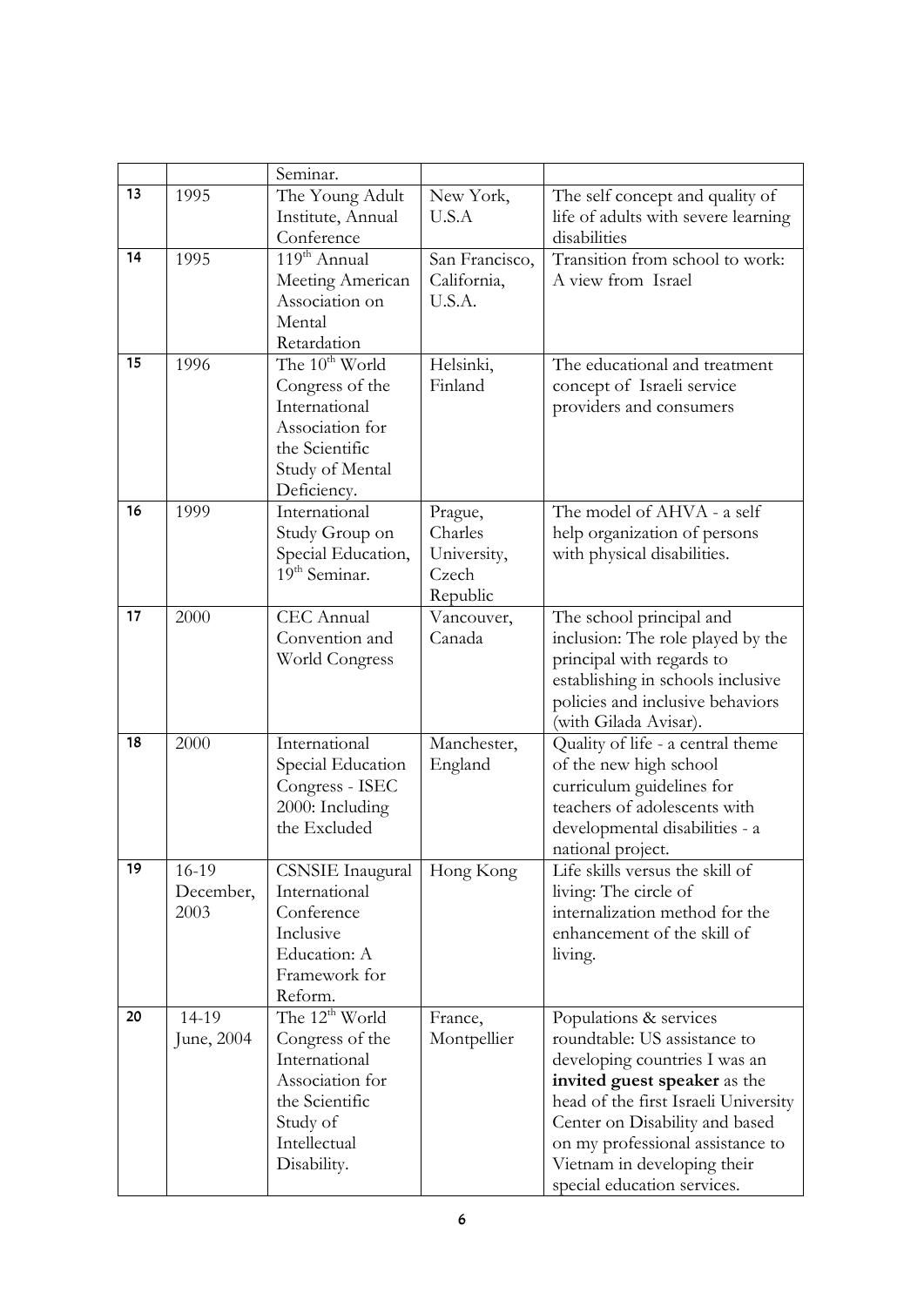| | | | | |
|---|---|---|---|---|
| | | Seminar. | | |
| 13 | 1995 | The Young Adult Institute, Annual Conference | New York, U.S.A | The self concept and quality of life of adults with severe learning disabilities |
| 14 | 1995 | 119th Annual Meeting American Association on Mental Retardation | San Francisco, California, U.S.A. | Transition from school to work: A view from Israel |
| 15 | 1996 | The 10th World Congress of the International Association for the Scientific Study of Mental Deficiency. | Helsinki, Finland | The educational and treatment concept of Israeli service providers and consumers |
| 16 | 1999 | International Study Group on Special Education, 19th Seminar. | Prague, Charles University, Czech Republic | The model of AHVA - a self help organization of persons with physical disabilities. |
| 17 | 2000 | CEC Annual Convention and World Congress | Vancouver, Canada | The school principal and inclusion: The role played by the principal with regards to establishing in schools inclusive policies and inclusive behaviors (with Gilada Avisar). |
| 18 | 2000 | International Special Education Congress - ISEC 2000: Including the Excluded | Manchester, England | Quality of life - a central theme of the new high school curriculum guidelines for teachers of adolescents with developmental disabilities - a national project. |
| 19 | 16-19 December, 2003 | CSNSIE Inaugural International Conference Inclusive Education: A Framework for Reform. | Hong Kong | Life skills versus the skill of living: The circle of internalization method for the enhancement of the skill of living. |
| 20 | 14-19 June, 2004 | The 12th World Congress of the International Association for the Scientific Study of Intellectual Disability. | France, Montpellier | Populations & services roundtable: US assistance to developing countries I was an **invited guest speaker** as the head of the first Israeli University Center on Disability and based on my professional assistance to Vietnam in developing their special education services. |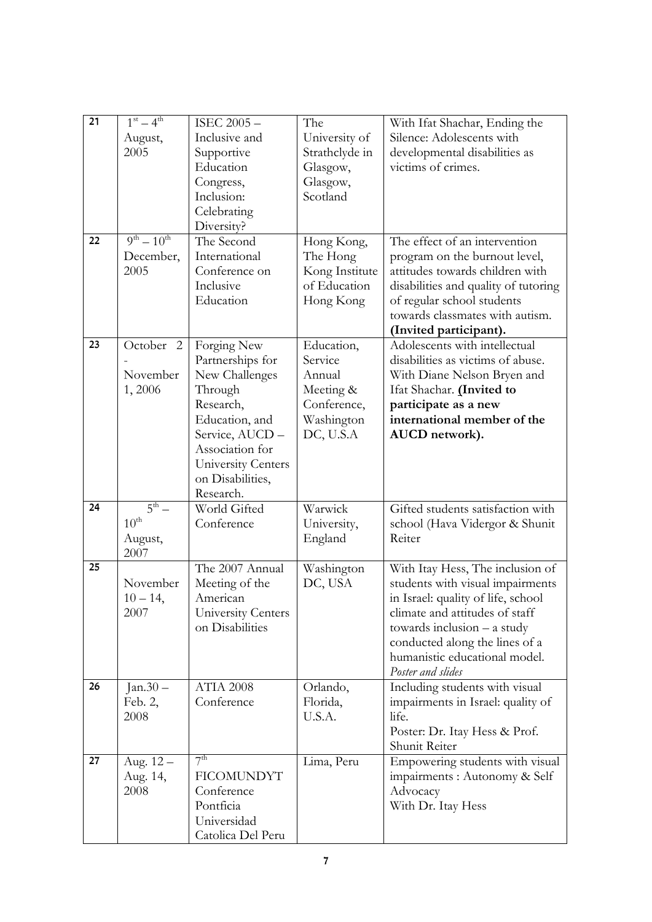| 21 | $1^{st}$ – $4^{th}$ August, 2005 | ISEC 2005 – Inclusive and Supportive Education Congress, Inclusion: Celebrating Diversity? | The University of Strathclyde in Glasgow, Glasgow, Scotland | With Ifat Shachar, Ending the Silence: Adolescents with developmental disabilities as victims of crimes. |
|---|---|---|---|---|
| 22 | $9^{th}$ – $10^{th}$ December, 2005 | The Second International Conference on Inclusive Education | Hong Kong, The Hong Kong Institute of Education Hong Kong | The effect of an intervention program on the burnout level, attitudes towards children with disabilities and quality of tutoring of regular school students towards classmates with autism. **(Invited participant).** |
| 23 | October 2 - November 1, 2006 | Forging New Partnerships for New Challenges Through Research, Education, and Service, AUCD – Association for University Centers on Disabilities, Research. | Education, Service Annual Meeting & Conference, Washington DC, U.S.A | Adolescents with intellectual disabilities as victims of abuse. With Diane Nelson Bryen and Ifat Shachar. **(Invited to participate as a new international member of the AUCD network).** |
| 24 | $5^{th}$ – $10^{th}$ August, 2007 | World Gifted Conference | Warwick University, England | Gifted students satisfaction with school (Hava Vidergor & Shunit Reiter |
| 25 | November 10 – 14, 2007 | The 2007 Annual Meeting of the American University Centers on Disabilities | Washington DC, USA | With Itay Hess, The inclusion of students with visual impairments in Israel: quality of life, school climate and attitudes of staff towards inclusion – a study conducted along the lines of a humanistic educational model. *Poster and slides* |
| 26 | Jan.30 – Feb. 2, 2008 | ATIA 2008 Conference | Orlando, Florida, U.S.A. | Including students with visual impairments in Israel: quality of life. Poster: Dr. Itay Hess & Prof. Shunit Reiter |
| 27 | Aug. 12 – Aug. 14, 2008 | $7^{th}$ FICOMUNDYT Conference Pontficia Universidad Catolica Del Peru | Lima, Peru | Empowering students with visual impairments : Autonomy & Self Advocacy With Dr. Itay Hess |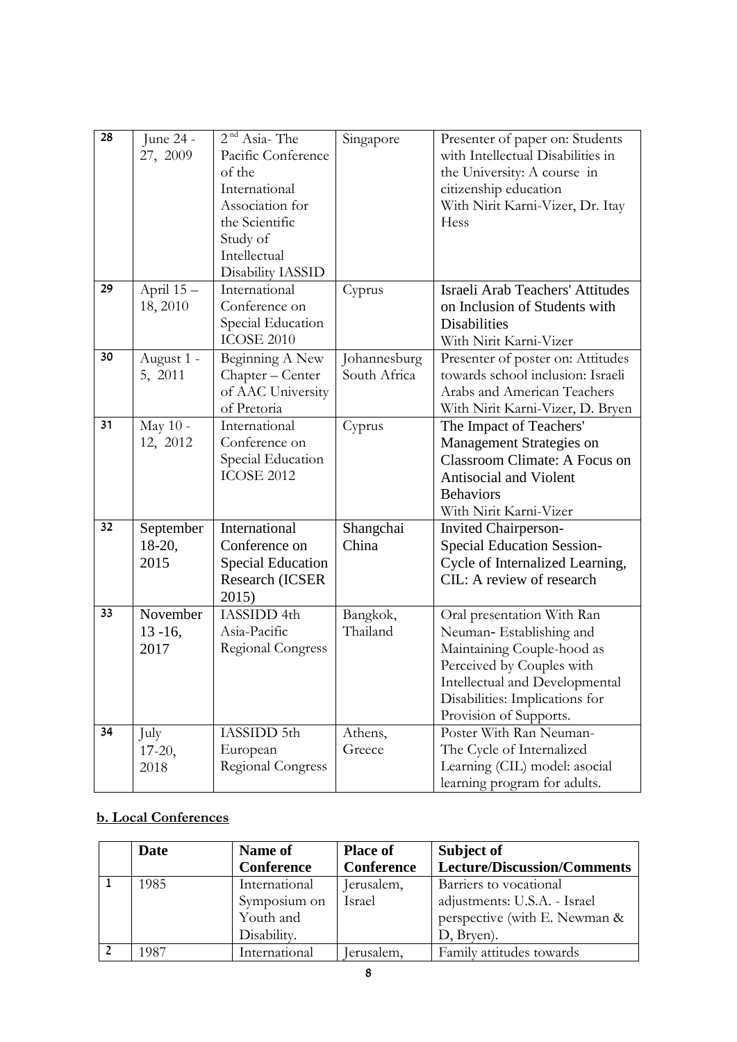| 28 | June 24 - 27, 2009 | 2nd Asia- The Pacific Conference of the International Association for the Scientific Study of Intellectual Disability IASSID | Singapore | Presenter of paper on: Students with Intellectual Disabilities in the University: A course in citizenship education With Nirit Karni-Vizer, Dr. Itay Hess |
|---|---|---|---|---|
| 29 | April 15 – 18, 2010 | International Conference on Special Education ICOSE 2010 | Cyprus | Israeli Arab Teachers' Attitudes on Inclusion of Students with Disabilities With Nirit Karni-Vizer |
| 30 | August 1 - 5, 2011 | Beginning A New Chapter – Center of AAC University of Pretoria | Johannesburg South Africa | Presenter of poster on: Attitudes towards school inclusion: Israeli Arabs and American Teachers With Nirit Karni-Vizer, D. Bryen |
| 31 | May 10 - 12, 2012 | International Conference on Special Education ICOSE 2012 | Cyprus | The Impact of Teachers' Management Strategies on Classroom Climate: A Focus on Antisocial and Violent Behaviors With Nirit Karni-Vizer |
| 32 | September 18-20, 2015 | International Conference on Special Education Research (ICSER 2015) | Shangchai China | Invited Chairperson- Special Education Session- Cycle of Internalized Learning, CIL: A review of research |
| 33 | November 13 -16, 2017 | IASSIDD 4th Asia-Pacific Regional Congress | Bangkok, Thailand | Oral presentation With Ran Neuman- Establishing and Maintaining Couple-hood as Perceived by Couples with Intellectual and Developmental Disabilities: Implications for Provision of Supports. |
| 34 | July 17-20, 2018 | IASSIDD 5th European Regional Congress | Athens, Greece | Poster With Ran Neuman- The Cycle of Internalized Learning (CIL) model: asocial learning program for adults. |

**b. Local Conferences**

| | Date | Name of Conference | Place of Conference | Subject of Lecture/Discussion/Comments |
|---|---|---|---|---|
| 1 | 1985 | International Symposium on Youth and Disability. | Jerusalem, Israel | Barriers to vocational adjustments: U.S.A. - Israel perspective (with E. Newman & D, Bryen). |
| 2 | 1987 | International | Jerusalem, | Family attitudes towards |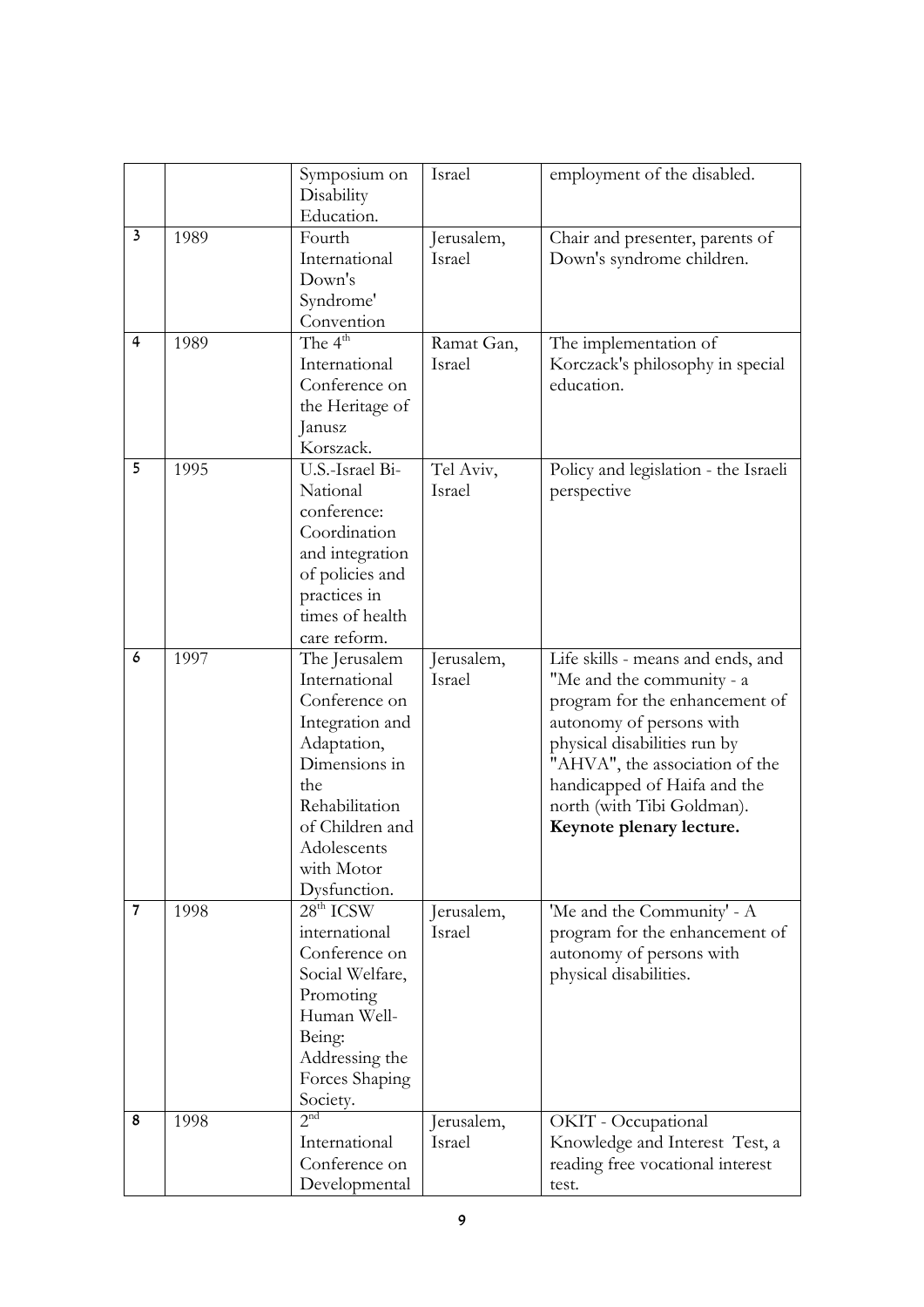|  |  |  |  |  |
|---|---|---|---|---|
|  |  | Symposium on Disability Education. | Israel | employment of the disabled. |
| 3 | 1989 | Fourth International Down's Syndrome' Convention | Jerusalem, Israel | Chair and presenter, parents of Down's syndrome children. |
| 4 | 1989 | The 4th International Conference on the Heritage of Janusz Korszack. | Ramat Gan, Israel | The implementation of Korczack's philosophy in special education. |
| 5 | 1995 | U.S.-Israel Bi-National conference: Coordination and integration of policies and practices in times of health care reform. | Tel Aviv, Israel | Policy and legislation - the Israeli perspective |
| 6 | 1997 | The Jerusalem International Conference on Integration and Adaptation, Dimensions in the Rehabilitation of Children and Adolescents with Motor Dysfunction. | Jerusalem, Israel | Life skills - means and ends, and "Me and the community - a program for the enhancement of autonomy of persons with physical disabilities run by "AHVA", the association of the handicapped of Haifa and the north (with Tibi Goldman). **Keynote plenary lecture.** |
| 7 | 1998 | 28th ICSW international Conference on Social Welfare, Promoting Human Well-Being: Addressing the Forces Shaping Society. | Jerusalem, Israel | 'Me and the Community' - A program for the enhancement of autonomy of persons with physical disabilities. |
| 8 | 1998 | 2nd International Conference on Developmental | Jerusalem, Israel | OKIT - Occupational Knowledge and Interest Test, a reading free vocational interest test. |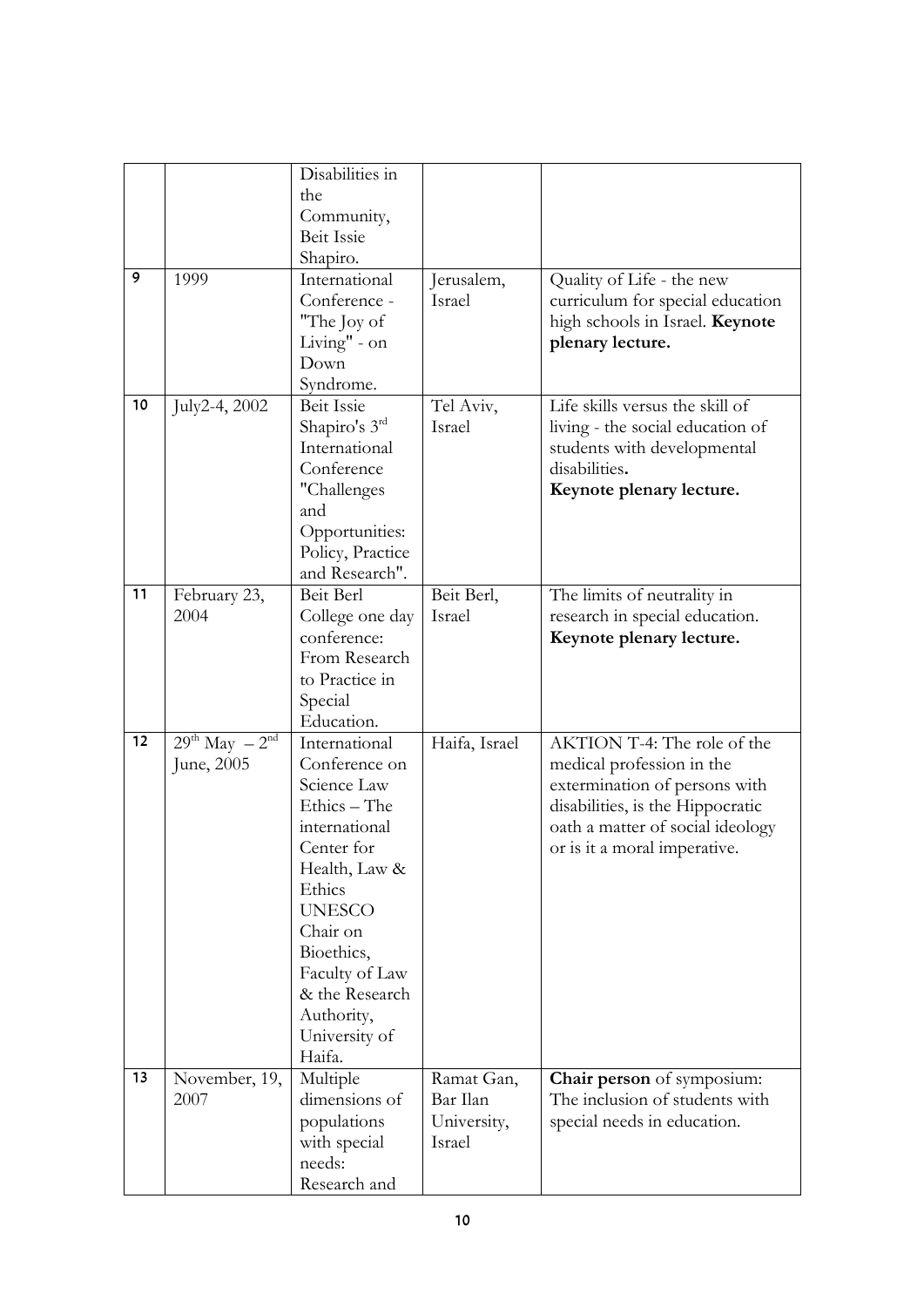| | | | | |
|---|---|---|---|---|
| | | Disabilities in the Community, Beit Issie Shapiro. | | |
| 9 | 1999 | International Conference - "The Joy of Living" - on Down Syndrome. | Jerusalem, Israel | Quality of Life - the new curriculum for special education high schools in Israel. **Keynote plenary lecture.** |
| 10 | July2-4, 2002 | Beit Issie Shapiro's 3rd International Conference "Challenges and Opportunities: Policy, Practice and Research". | Tel Aviv, Israel | Life skills versus the skill of living - the social education of students with developmental disabilities. **Keynote plenary lecture.** |
| 11 | February 23, 2004 | Beit Berl College one day conference: From Research to Practice in Special Education. | Beit Berl, Israel | The limits of neutrality in research in special education. **Keynote plenary lecture.** |
| 12 | 29th May – 2nd June, 2005 | International Conference on Science Law Ethics – The international Center for Health, Law & Ethics UNESCO Chair on Bioethics, Faculty of Law & the Research Authority, University of Haifa. | Haifa, Israel | AKTION T-4: The role of the medical profession in the extermination of persons with disabilities, is the Hippocratic oath a matter of social ideology or is it a moral imperative. |
| 13 | November, 19, 2007 | Multiple dimensions of populations with special needs: Research and | Ramat Gan, Bar Ilan University, Israel | **Chair person** of symposium: The inclusion of students with special needs in education. |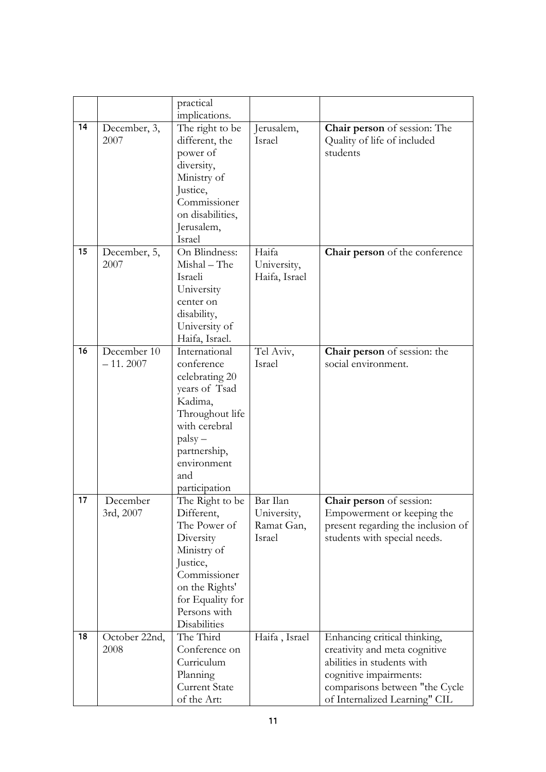|  |  | practical implications. |  |  |
|---|---|---|---|---|
| 14 | December, 3, 2007 | The right to be different, the power of diversity, Ministry of Justice, Commissioner on disabilities, Jerusalem, Israel | Jerusalem, Israel | **Chair person** of session: The Quality of life of included students |
| 15 | December, 5, 2007 | On Blindness: Mishal – The Israeli University center on disability, University of Haifa, Israel. | Haifa University, Haifa, Israel | **Chair person** of the conference |
| 16 | December 10 – 11. 2007 | International conference celebrating 20 years of Tsad Kadima, Throughout life with cerebral palsy – partnership, environment and participation | Tel Aviv, Israel | **Chair person** of session: the social environment. |
| 17 | December 3rd, 2007 | The Right to be Different, The Power of Diversity Ministry of Justice, Commissioner on the Rights' for Equality for Persons with Disabilities | Bar Ilan University, Ramat Gan, Israel | **Chair person** of session: Empowerment or keeping the present regarding the inclusion of students with special needs. |
| 18 | October 22nd, 2008 | The Third Conference on Curriculum Planning Current State of the Art: | Haifa , Israel | Enhancing critical thinking, creativity and meta cognitive abilities in students with cognitive impairments: comparisons between "the Cycle of Internalized Learning" CIL |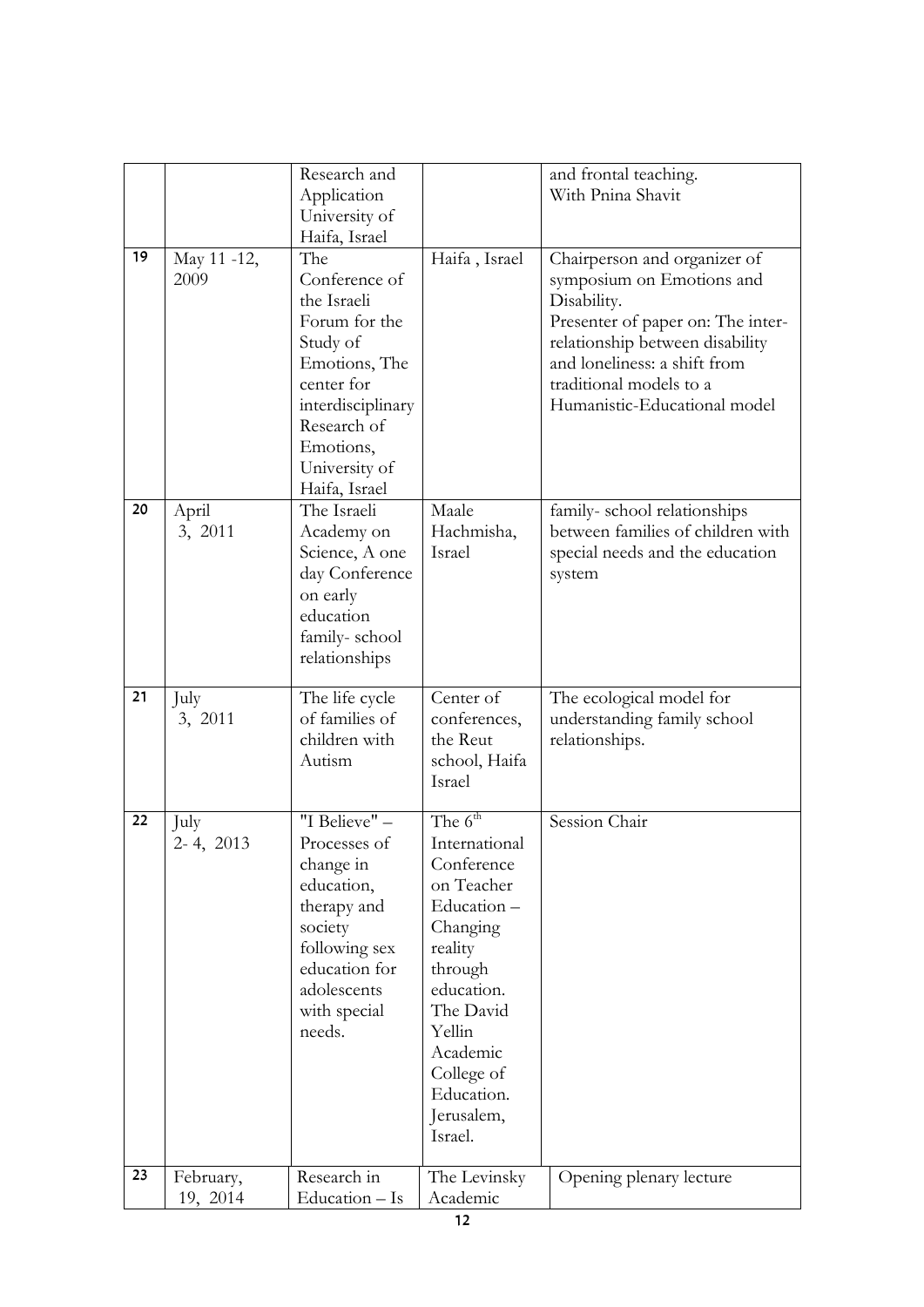| | | | | |
|---|---|---|---|---|
| | | Research and Application University of Haifa, Israel | | and frontal teaching. With Pnina Shavit |
| 19 | May 11 -12, 2009 | The Conference of the Israeli Forum for the Study of Emotions, The center for interdisciplinary Research of Emotions, University of Haifa, Israel | Haifa , Israel | Chairperson and organizer of symposium on Emotions and Disability. Presenter of paper on: The inter-relationship between disability and loneliness: a shift from traditional models to a Humanistic-Educational model |
| 20 | April 3, 2011 | The Israeli Academy on Science, A one day Conference on early education family- school relationships | Maale Hachmisha, Israel | family- school relationships between families of children with special needs and the education system |
| 21 | July 3, 2011 | The life cycle of families of children with Autism | Center of conferences, the Reut school, Haifa Israel | The ecological model for understanding family school relationships. |
| 22 | July 2- 4, 2013 | "I Believe" – Processes of change in education, therapy and society following sex education for adolescents with special needs. | The 6th International Conference on Teacher Education – Changing reality through education. The David Yellin Academic College of Education. Jerusalem, Israel. | Session Chair |
| 23 | February, 19, 2014 | Research in Education – Is | The Levinsky Academic | Opening plenary lecture |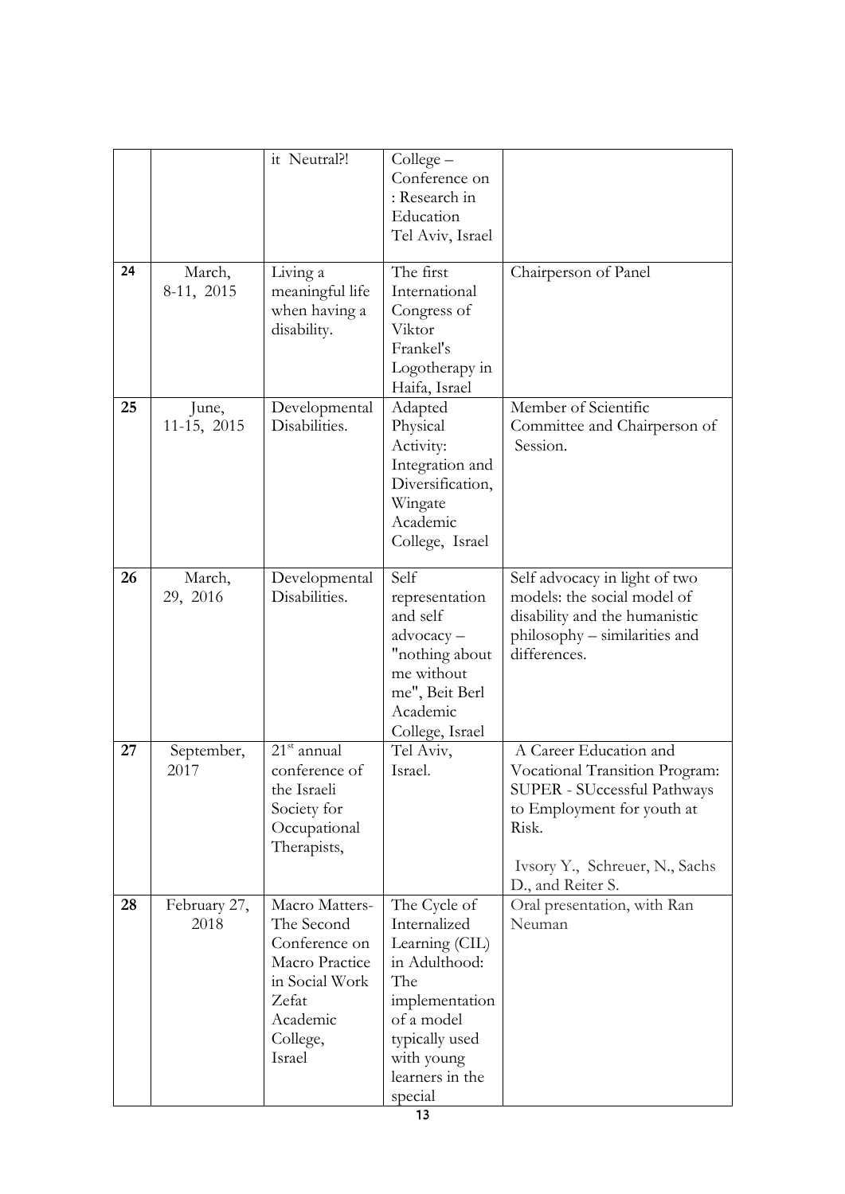| | | | | |
|---|---|---|---|---|
| | | it Neutral?! | College – Conference on : Research in Education Tel Aviv, Israel | |
| 24 | March, 8-11, 2015 | Living a meaningful life when having a disability. | The first International Congress of Viktor Frankel's Logotherapy in Haifa, Israel | Chairperson of Panel |
| 25 | June, 11-15, 2015 | Developmental Disabilities. | Adapted Physical Activity: Integration and Diversification, Wingate Academic College, Israel | Member of Scientific Committee and Chairperson of Session. |
| 26 | March, 29, 2016 | Developmental Disabilities. | Self representation and self advocacy – "nothing about me without me", Beit Berl Academic College, Israel | Self advocacy in light of two models: the social model of disability and the humanistic philosophy – similarities and differences. |
| 27 | September, 2017 | 21st annual conference of the Israeli Society for Occupational Therapists, | Tel Aviv, Israel. | A Career Education and Vocational Transition Program: SUPER - SUccessful Pathways to Employment for youth at Risk.<br><br>Ivsory Y., Schreuer, N., Sachs D., and Reiter S. |
| 28 | February 27, 2018 | Macro Matters- The Second Conference on Macro Practice in Social Work Zefat Academic College, Israel | The Cycle of Internalized Learning (CIL) in Adulthood: The implementation of a model typically used with young learners in the special | Oral presentation, with Ran Neuman |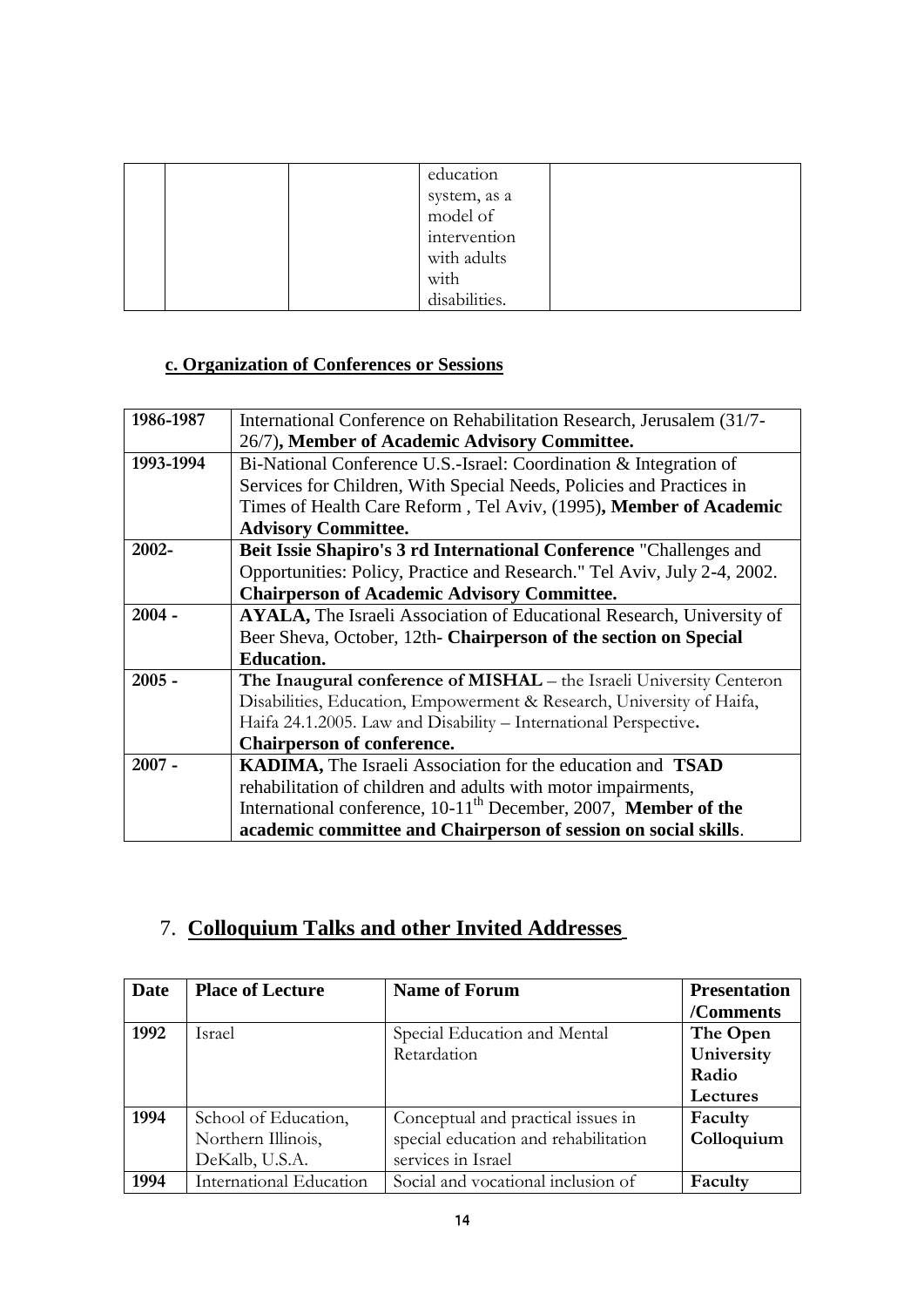| | | | education system, as a model of intervention with adults with disabilities. | |
|---|---|---|---|---|

### c. Organization of Conferences or Sessions

| | |
|---|---|
| **1986-1987** | International Conference on Rehabilitation Research, Jerusalem (31/7-26/7)**, Member of Academic Advisory Committee.** |
| **1993-1994** | Bi-National Conference U.S.-Israel: Coordination & Integration of Services for Children, With Special Needs, Policies and Practices in Times of Health Care Reform , Tel Aviv, (1995)**, Member of Academic Advisory Committee.** |
| **2002-** | **Beit Issie Shapiro's 3 rd International Conference** "Challenges and Opportunities: Policy, Practice and Research." Tel Aviv, July 2-4, 2002. **Chairperson of Academic Advisory Committee.** |
| **2004 -** | **AYALA,** The Israeli Association of Educational Research, University of Beer Sheva, October, 12th- **Chairperson of the section on Special Education.** |
| **2005 -** | **The Inaugural conference of MISHAL** – the Israeli University Centeron Disabilities, Education, Empowerment & Research, University of Haifa, Haifa 24.1.2005. Law and Disability – International Perspective**.** **Chairperson of conference.** |
| **2007 -** | **KADIMA,** The Israeli Association for the education and **TSAD** rehabilitation of children and adults with motor impairments, International conference, 10-11th December, 2007, **Member of the academic committee and Chairperson of session on social skills**. |

## 7. Colloquium Talks and other Invited Addresses

| Date | Place of Lecture | Name of Forum | Presentation /Comments |
|---|---|---|---|
| **1992** | Israel | Special Education and Mental Retardation | **The Open University Radio Lectures** |
| **1994** | School of Education, Northern Illinois, DeKalb, U.S.A. | Conceptual and practical issues in special education and rehabilitation services in Israel | **Faculty Colloquium** |
| **1994** | International Education | Social and vocational inclusion of | **Faculty** |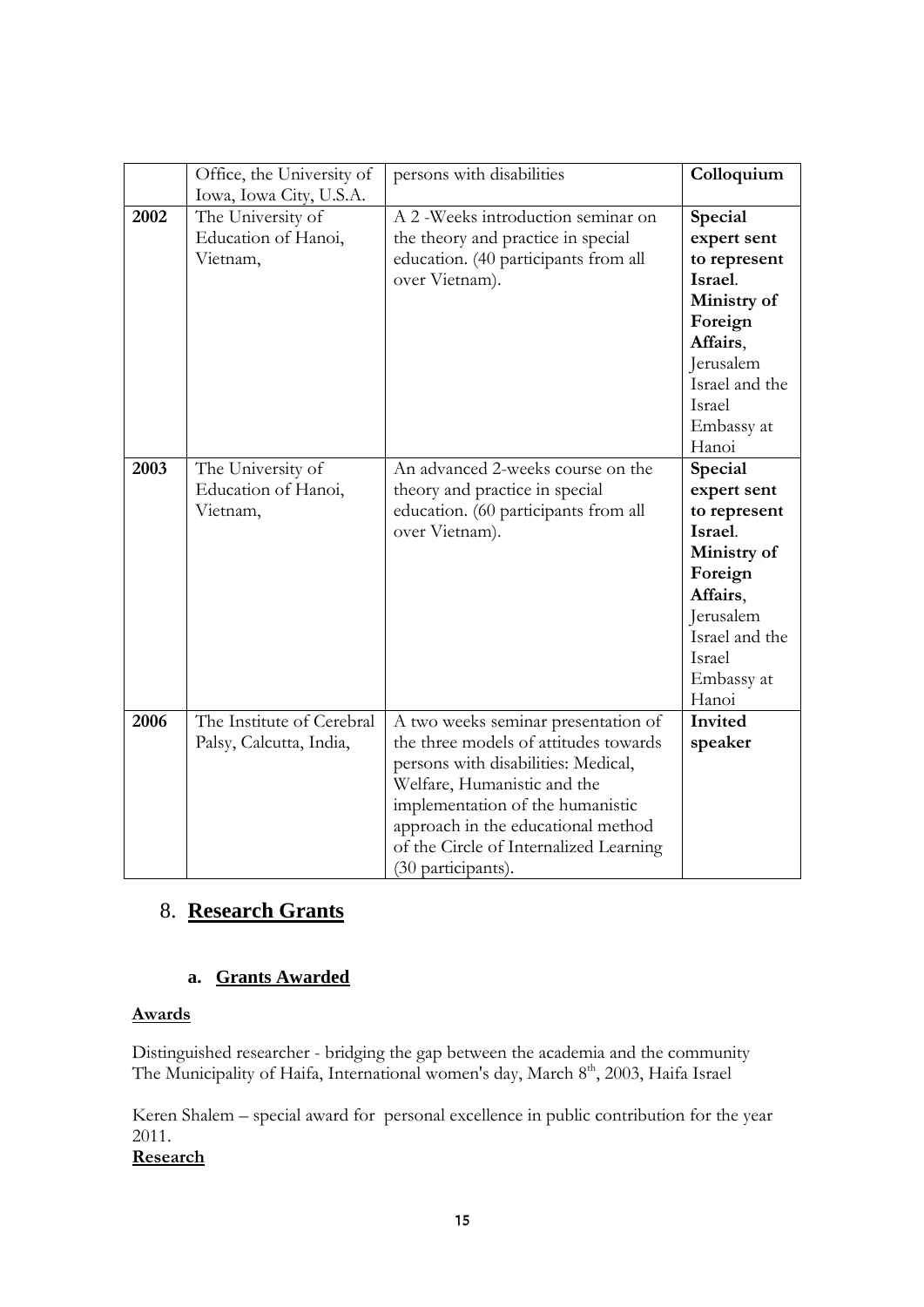| | | | |
|---|---|---|---|
| | Office, the University of Iowa, Iowa City, U.S.A. | persons with disabilities | **Colloquium** |
| **2002** | The University of Education of Hanoi, Vietnam, | A 2 -Weeks introduction seminar on the theory and practice in special education. (40 participants from all over Vietnam). | **Special expert sent to represent Israel**. **Ministry of Foreign Affairs**, Jerusalem Israel and the Israel Embassy at Hanoi |
| **2003** | The University of Education of Hanoi, Vietnam, | An advanced 2-weeks course on the theory and practice in special education. (60 participants from all over Vietnam). | **Special expert sent to represent Israel**. **Ministry of Foreign Affairs**, Jerusalem Israel and the Israel Embassy at Hanoi |
| **2006** | The Institute of Cerebral Palsy, Calcutta, India, | A two weeks seminar presentation of the three models of attitudes towards persons with disabilities: Medical, Welfare, Humanistic and the implementation of the humanistic approach in the educational method of the Circle of Internalized Learning (30 participants). | **Invited speaker** |

## 8. **Research Grants**

### a. **Grants Awarded**

**Awards**

Distinguished researcher - bridging the gap between the academia and the community The Municipality of Haifa, International women's day, March 8th, 2003, Haifa Israel

Keren Shalem – special award for personal excellence in public contribution for the year 2011.

**Research**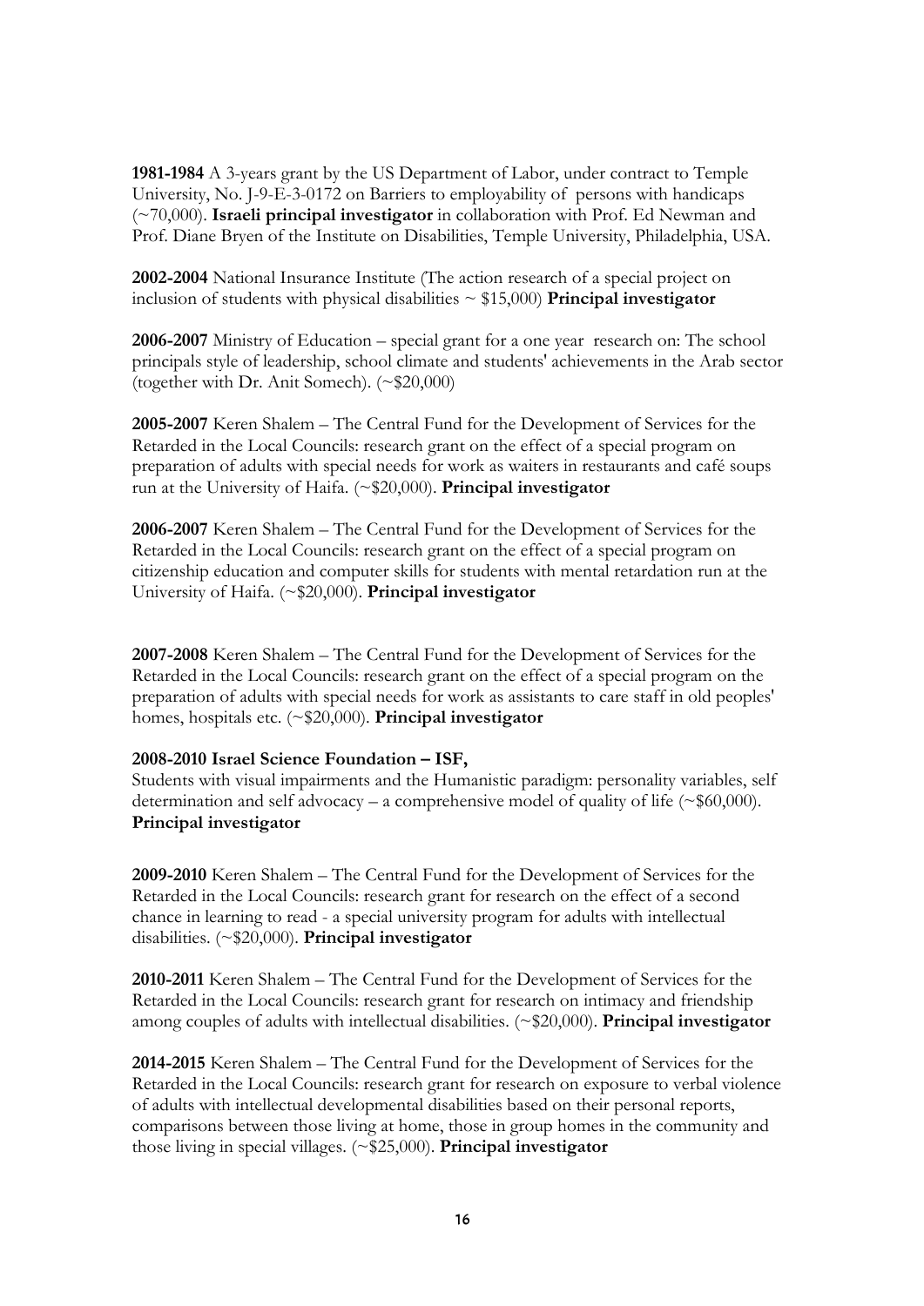**1981-1984** A 3-years grant by the US Department of Labor, under contract to Temple University, No. J-9-E-3-0172 on Barriers to employability of persons with handicaps (~70,000). **Israeli principal investigator** in collaboration with Prof. Ed Newman and Prof. Diane Bryen of the Institute on Disabilities, Temple University, Philadelphia, USA.

**2002-2004** National Insurance Institute (The action research of a special project on inclusion of students with physical disabilities ~ $15,000) **Principal investigator**

**2006-2007** Ministry of Education – special grant for a one year research on: The school principals style of leadership, school climate and students' achievements in the Arab sector (together with Dr. Anit Somech). (~$20,000)

**2005-2007** Keren Shalem – The Central Fund for the Development of Services for the Retarded in the Local Councils: research grant on the effect of a special program on preparation of adults with special needs for work as waiters in restaurants and café soups run at the University of Haifa. (~$20,000). **Principal investigator**

**2006-2007** Keren Shalem – The Central Fund for the Development of Services for the Retarded in the Local Councils: research grant on the effect of a special program on citizenship education and computer skills for students with mental retardation run at the University of Haifa. (~$20,000). **Principal investigator**

**2007-2008** Keren Shalem – The Central Fund for the Development of Services for the Retarded in the Local Councils: research grant on the effect of a special program on the preparation of adults with special needs for work as assistants to care staff in old peoples' homes, hospitals etc. (~$20,000). **Principal investigator**

**2008-2010 Israel Science Foundation – ISF,**
Students with visual impairments and the Humanistic paradigm: personality variables, self determination and self advocacy – a comprehensive model of quality of life (~$60,000). **Principal investigator**

**2009-2010** Keren Shalem – The Central Fund for the Development of Services for the Retarded in the Local Councils: research grant for research on the effect of a second chance in learning to read - a special university program for adults with intellectual disabilities. (~$20,000). **Principal investigator**

**2010-2011** Keren Shalem – The Central Fund for the Development of Services for the Retarded in the Local Councils: research grant for research on intimacy and friendship among couples of adults with intellectual disabilities. (~$20,000). **Principal investigator**

**2014-2015** Keren Shalem – The Central Fund for the Development of Services for the Retarded in the Local Councils: research grant for research on exposure to verbal violence of adults with intellectual developmental disabilities based on their personal reports, comparisons between those living at home, those in group homes in the community and those living in special villages. (~$25,000). **Principal investigator**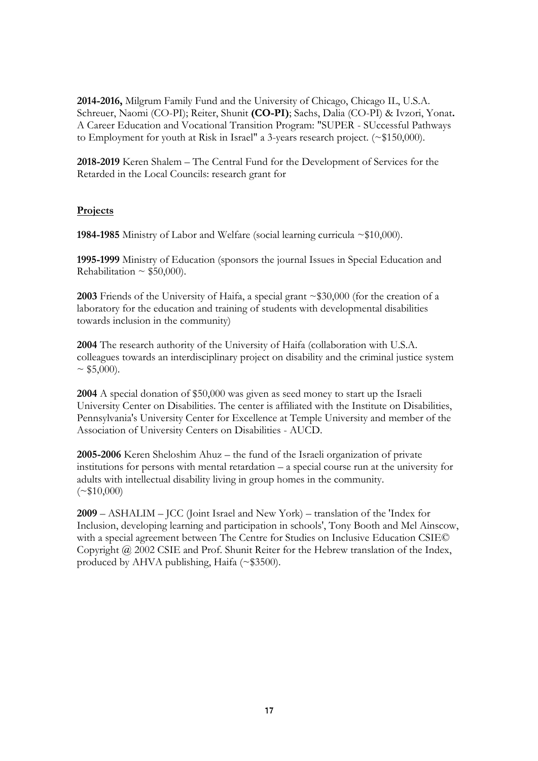**2014-2016,** Milgrum Family Fund and the University of Chicago, Chicago IL, U.S.A. Schreuer, Naomi (CO-PI); Reiter, Shunit **(CO-PI)**; Sachs, Dalia (CO-PI) & Ivzori, Yonat**.** A Career Education and Vocational Transition Program: "SUPER - SUccessful Pathways to Employment for youth at Risk in Israel" a 3-years research project. (~$150,000).

**2018-2019** Keren Shalem – The Central Fund for the Development of Services for the Retarded in the Local Councils: research grant for

**Projects**

**1984-1985** Ministry of Labor and Welfare (social learning curricula ~$10,000).

**1995-1999** Ministry of Education (sponsors the journal Issues in Special Education and Rehabilitation ~ $50,000).

**2003** Friends of the University of Haifa, a special grant ~$30,000 (for the creation of a laboratory for the education and training of students with developmental disabilities towards inclusion in the community)

**2004** The research authority of the University of Haifa (collaboration with U.S.A. colleagues towards an interdisciplinary project on disability and the criminal justice system ~ $5,000).

**2004** A special donation of $50,000 was given as seed money to start up the Israeli University Center on Disabilities. The center is affiliated with the Institute on Disabilities, Pennsylvania's University Center for Excellence at Temple University and member of the Association of University Centers on Disabilities - AUCD.

**2005-2006** Keren Sheloshim Ahuz – the fund of the Israeli organization of private institutions for persons with mental retardation – a special course run at the university for adults with intellectual disability living in group homes in the community. (~$10,000)

**2009** – ASHALIM – JCC (Joint Israel and New York) – translation of the 'Index for Inclusion, developing learning and participation in schools', Tony Booth and Mel Ainscow, with a special agreement between The Centre for Studies on Inclusive Education CSIE© Copyright @ 2002 CSIE and Prof. Shunit Reiter for the Hebrew translation of the Index, produced by AHVA publishing, Haifa (~$3500).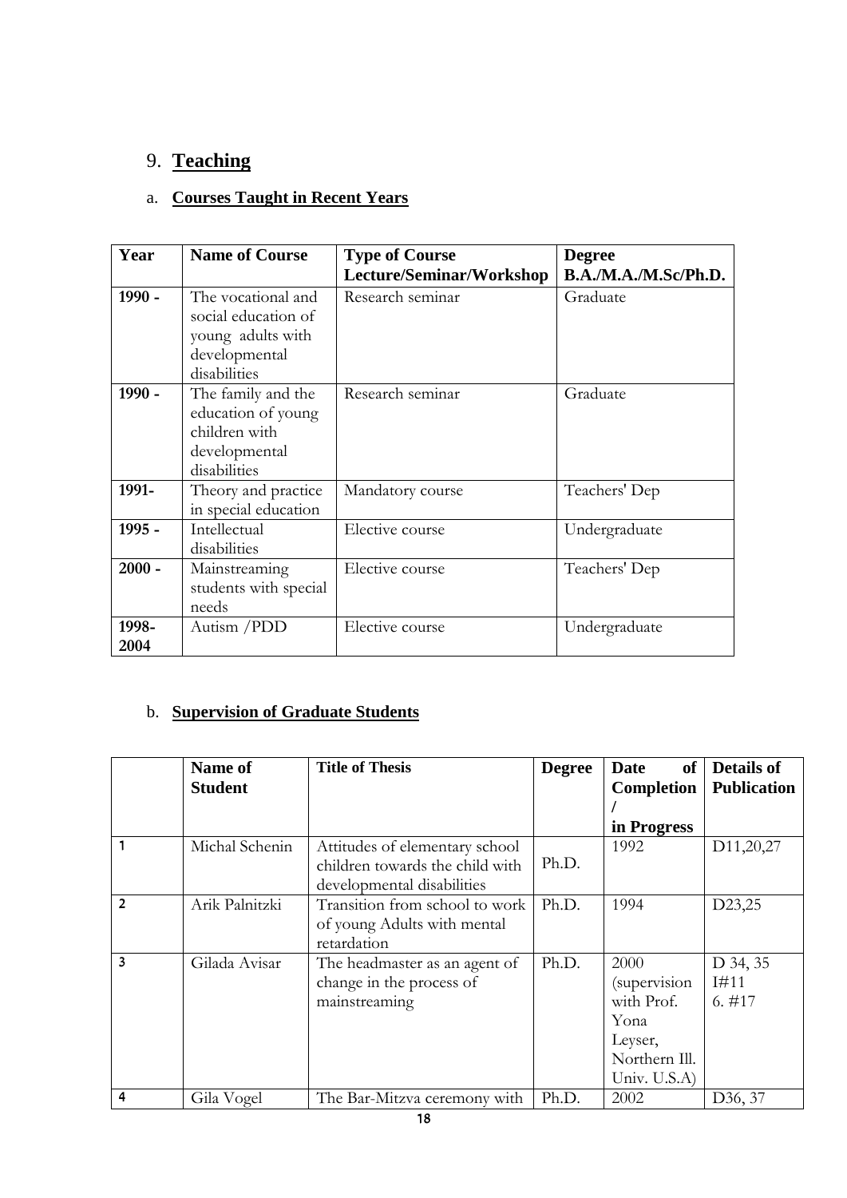## 9. **Teaching**

### a. **Courses Taught in Recent Years**

| Year | Name of Course | Type of Course Lecture/Seminar/Workshop | Degree B.A./M.A./M.Sc/Ph.D. |
|---|---|---|---|
| **1990 -** | The vocational and social education of young adults with developmental disabilities | Research seminar | Graduate |
| **1990 -** | The family and the education of young children with developmental disabilities | Research seminar | Graduate |
| **1991-** | Theory and practice in special education | Mandatory course | Teachers' Dep |
| **1995 -** | Intellectual disabilities | Elective course | Undergraduate |
| **2000 -** | Mainstreaming students with special needs | Elective course | Teachers' Dep |
| **1998-2004** | Autism /PDD | Elective course | Undergraduate |

### b. **Supervision of Graduate Students**

| | Name of Student | Title of Thesis | Degree | Date of Completion / in Progress | Details of Publication |
|---|---|---|---|---|---|
| 1 | Michal Schenin | Attitudes of elementary school children towards the child with developmental disabilities | Ph.D. | 1992 | D11,20,27 |
| 2 | Arik Palnitzki | Transition from school to work of young Adults with mental retardation | Ph.D. | 1994 | D23,25 |
| 3 | Gilada Avisar | The headmaster as an agent of change in the process of mainstreaming | Ph.D. | 2000 (supervision with Prof. Yona Leyser, Northern Ill. Univ. U.S.A) | D 34, 35 I#11 6. #17 |
| 4 | Gila Vogel | The Bar-Mitzva ceremony with | Ph.D. | 2002 | D36, 37 |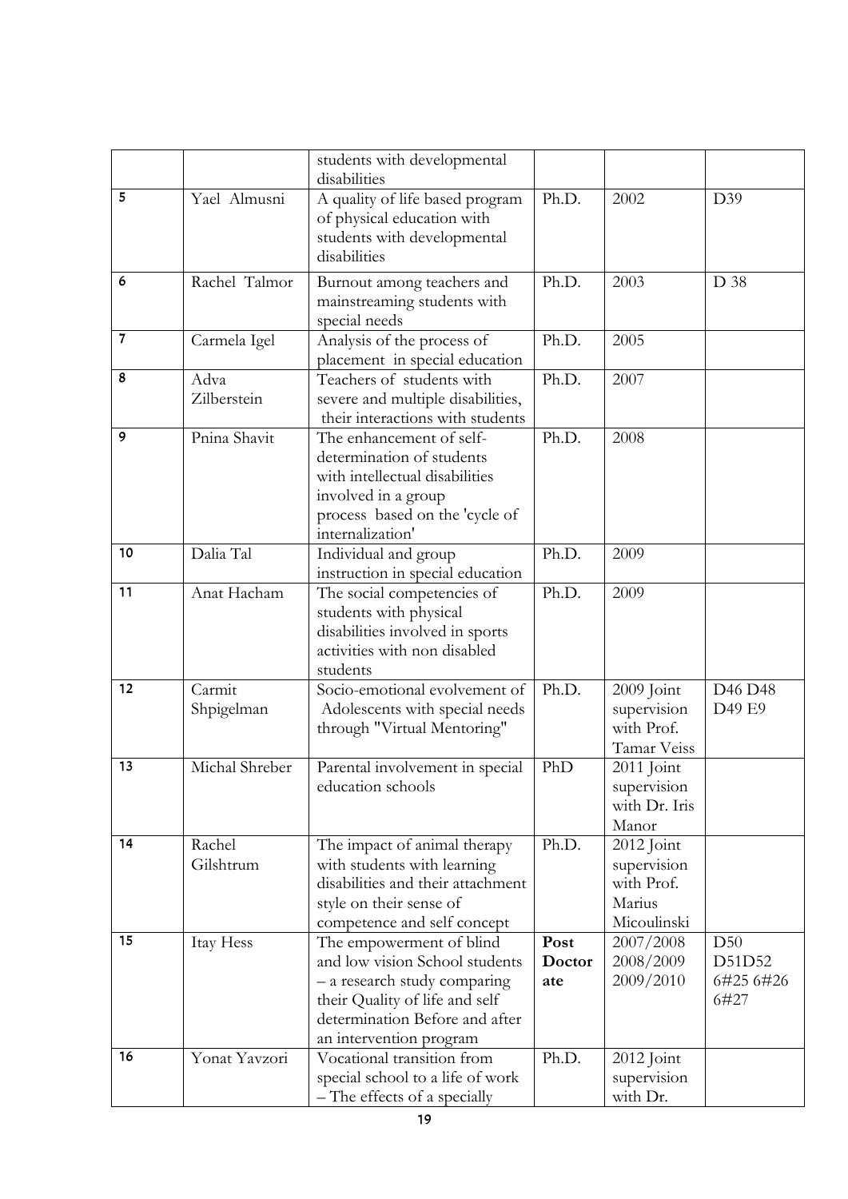|  |  | students with developmental disabilities |  |  |  |
|---|---|---|---|---|---|
| 5 | Yael Almusni | A quality of life based program of physical education with students with developmental disabilities | Ph.D. | 2002 | D39 |
| 6 | Rachel Talmor | Burnout among teachers and mainstreaming students with special needs | Ph.D. | 2003 | D 38 |
| 7 | Carmela Igel | Analysis of the process of placement in special education | Ph.D. | 2005 |  |
| 8 | Adva Zilberstein | Teachers of students with severe and multiple disabilities, their interactions with students | Ph.D. | 2007 |  |
| 9 | Pnina Shavit | The enhancement of self-determination of students with intellectual disabilities involved in a group process based on the 'cycle of internalization' | Ph.D. | 2008 |  |
| 10 | Dalia Tal | Individual and group instruction in special education | Ph.D. | 2009 |  |
| 11 | Anat Hacham | The social competencies of students with physical disabilities involved in sports activities with non disabled students | Ph.D. | 2009 |  |
| 12 | Carmit Shpigelman | Socio-emotional evolvement of Adolescents with special needs through "Virtual Mentoring" | Ph.D. | 2009 Joint supervision with Prof. Tamar Veiss | D46 D48 D49 E9 |
| 13 | Michal Shreber | Parental involvement in special education schools | PhD | 2011 Joint supervision with Dr. Iris Manor |  |
| 14 | Rachel Gilshtrum | The impact of animal therapy with students with learning disabilities and their attachment style on their sense of competence and self concept | Ph.D. | 2012 Joint supervision with Prof. Marius Micoulinski |  |
| 15 | Itay Hess | The empowerment of blind and low vision School students – a research study comparing their Quality of life and self determination Before and after an intervention program | **Post Doctorate** | 2007/2008 2008/2009 2009/2010 | D50 D51D52 6#25 6#26 6#27 |
| 16 | Yonat Yavzori | Vocational transition from special school to a life of work – The effects of a specially | Ph.D. | 2012 Joint supervision with Dr. |  |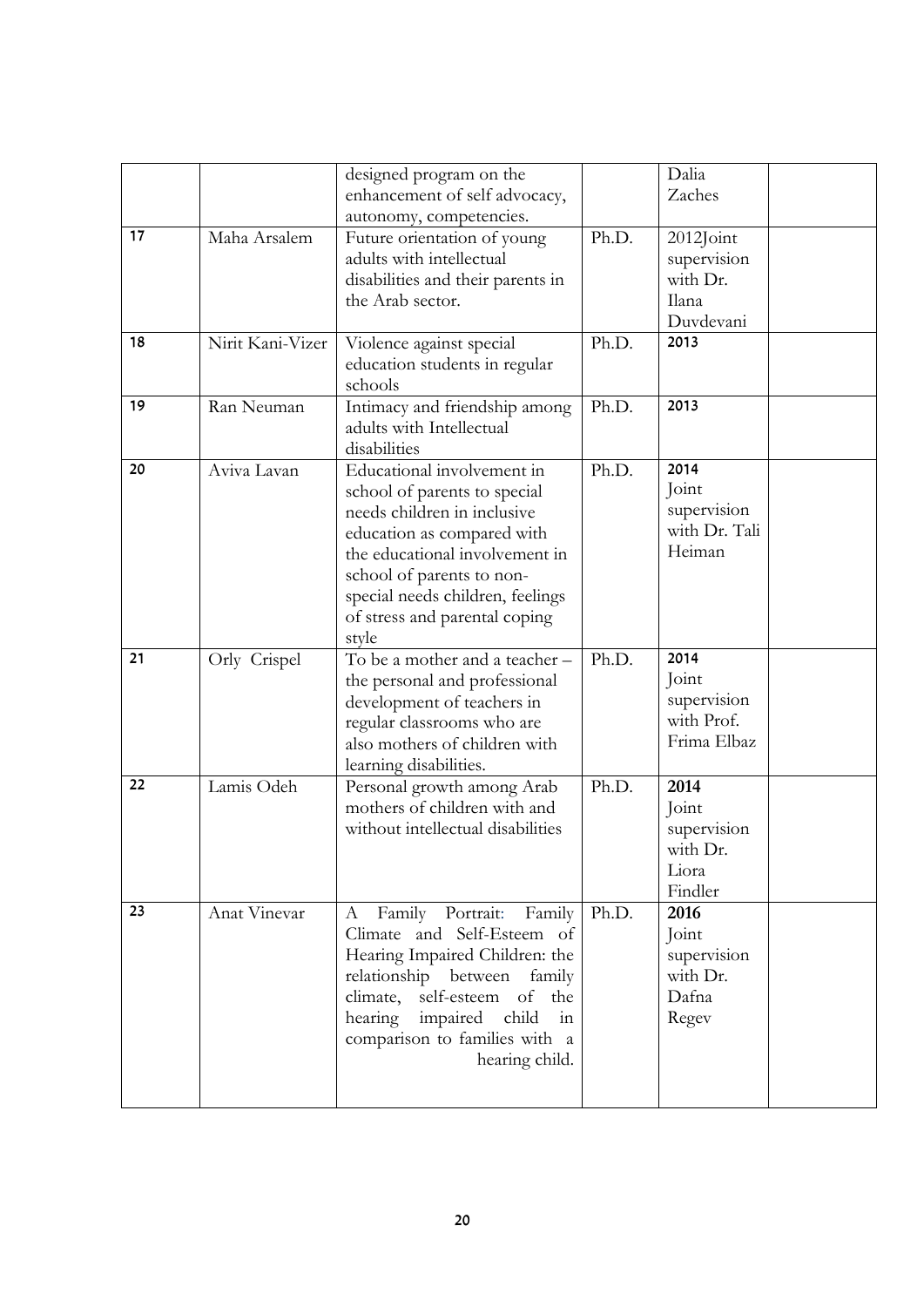| | | | | | |
|---|---|---|---|---|---|
| | | designed program on the enhancement of self advocacy, autonomy, competencies. | | Dalia Zaches | |
| 17 | Maha Arsalem | Future orientation of young adults with intellectual disabilities and their parents in the Arab sector. | Ph.D. | 2012Joint supervision with Dr. Ilana Duvdevani | |
| 18 | Nirit Kani-Vizer | Violence against special education students in regular schools | Ph.D. | 2013 | |
| 19 | Ran Neuman | Intimacy and friendship among adults with Intellectual disabilities | Ph.D. | 2013 | |
| 20 | Aviva Lavan | Educational involvement in school of parents to special needs children in inclusive education as compared with the educational involvement in school of parents to non-special needs children, feelings of stress and parental coping style | Ph.D. | 2014 Joint supervision with Dr. Tali Heiman | |
| 21 | Orly Crispel | To be a mother and a teacher – the personal and professional development of teachers in regular classrooms who are also mothers of children with learning disabilities. | Ph.D. | 2014 Joint supervision with Prof. Frima Elbaz | |
| 22 | Lamis Odeh | Personal growth among Arab mothers of children with and without intellectual disabilities | Ph.D. | **2014** Joint supervision with Dr. Liora Findler | |
| 23 | Anat Vinevar | A Family Portrait: Family Climate and Self-Esteem of Hearing Impaired Children: the relationship between family climate, self-esteem of the hearing impaired child in comparison to families with a hearing child. | Ph.D. | **2016** Joint supervision with Dr. Dafna Regev | |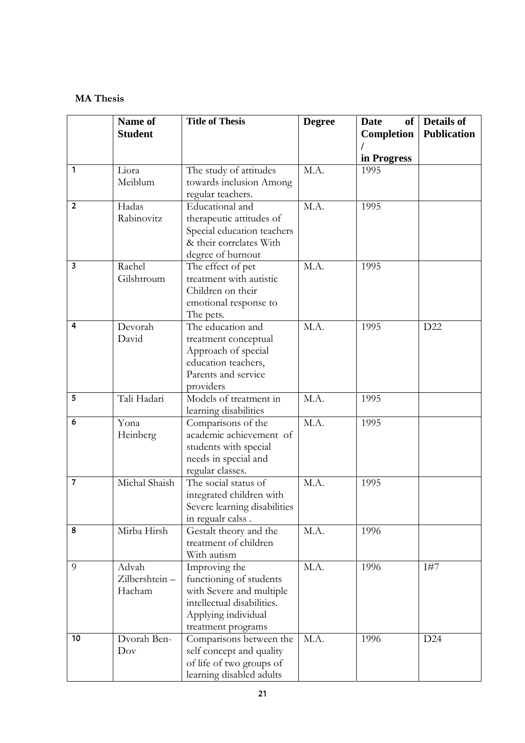**MA Thesis**

| | Name of Student | Title of Thesis | Degree | Date of Completion / in Progress | Details of Publication |
|---|---|---|---|---|---|
| 1 | Liora Meiblum | The study of attitudes towards inclusion Among regular teachers. | M.A. | 1995 | |
| 2 | Hadas Rabinovitz | Educational and therapeutic attitudes of Special education teachers & their correlates With degree of burnout | M.A. | 1995 | |
| 3 | Rachel Gilshtroum | The effect of pet treatment with autistic Children on their emotional response to The pets. | M.A. | 1995 | |
| 4 | Devorah David | The education and treatment conceptual Approach of special education teachers, Parents and service providers | M.A. | 1995 | D22 |
| 5 | Tali Hadari | Models of treatment in learning disabilities | M.A. | 1995 | |
| 6 | Yona Heinberg | Comparisons of the academic achievement of students with special needs in special and regular classes. | M.A. | 1995 | |
| 7 | Michal Shaish | The social status of integrated children with Severe learning disabilities in regualr calss . | M.A. | 1995 | |
| 8 | Mirba Hirsh | Gestalt theory and the treatment of children With autism | M.A. | 1996 | |
| 9 | Advah Zilbershtein – Hacham | Improving the functioning of students with Severe and multiple intellectual disabilities. Applying individual treatment programs | M.A. | 1996 | I#7 |
| 10 | Dvorah Ben-Dov | Comparisons between the self concept and quality of life of two groups of learning disabled adults | M.A. | 1996 | D24 |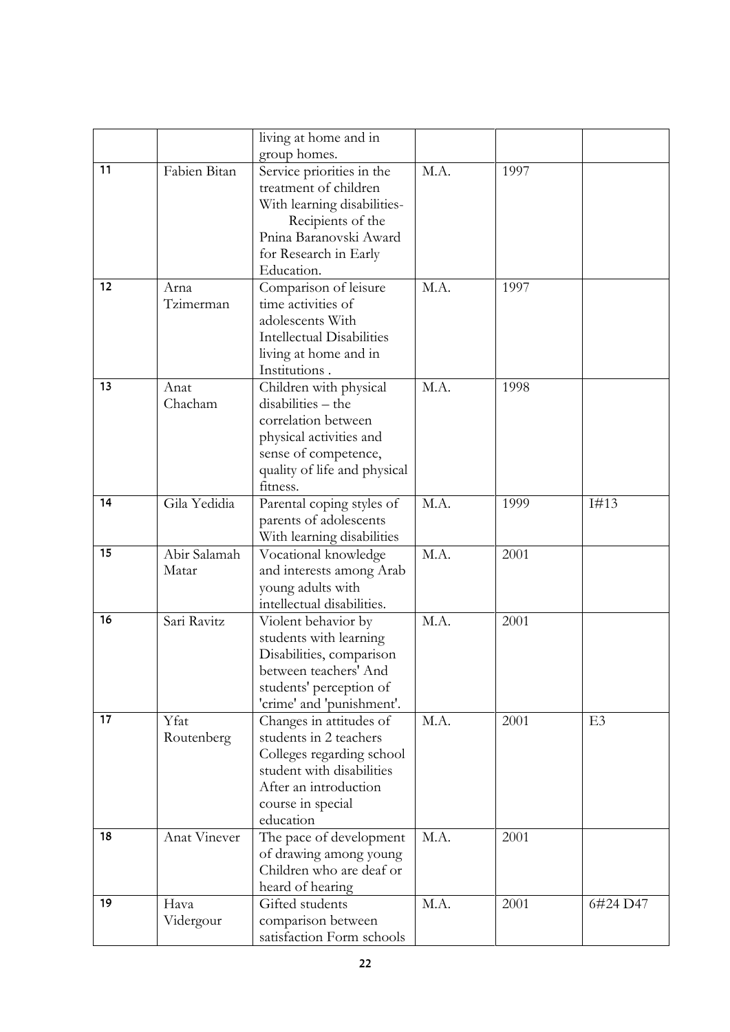| | | | | | |
|---|---|---|---|---|---|
| | | living at home and in group homes. | | | |
| 11 | Fabien Bitan | Service priorities in the treatment of children With learning disabilities- Recipients of the Pnina Baranovski Award for Research in Early Education. | M.A. | 1997 | |
| 12 | Arna Tzimerman | Comparison of leisure time activities of adolescents With Intellectual Disabilities living at home and in Institutions . | M.A. | 1997 | |
| 13 | Anat Chacham | Children with physical disabilities – the correlation between physical activities and sense of competence, quality of life and physical fitness. | M.A. | 1998 | |
| 14 | Gila Yedidia | Parental coping styles of parents of adolescents With learning disabilities | M.A. | 1999 | I#13 |
| 15 | Abir Salamah Matar | Vocational knowledge and interests among Arab young adults with intellectual disabilities. | M.A. | 2001 | |
| 16 | Sari Ravitz | Violent behavior by students with learning Disabilities, comparison between teachers' And students' perception of 'crime' and 'punishment'. | M.A. | 2001 | |
| 17 | Yfat Routenberg | Changes in attitudes of students in 2 teachers Colleges regarding school student with disabilities After an introduction course in special education | M.A. | 2001 | E3 |
| 18 | Anat Vinever | The pace of development of drawing among young Children who are deaf or heard of hearing | M.A. | 2001 | |
| 19 | Hava Vidergour | Gifted students comparison between satisfaction Form schools | M.A. | 2001 | 6#24 D47 |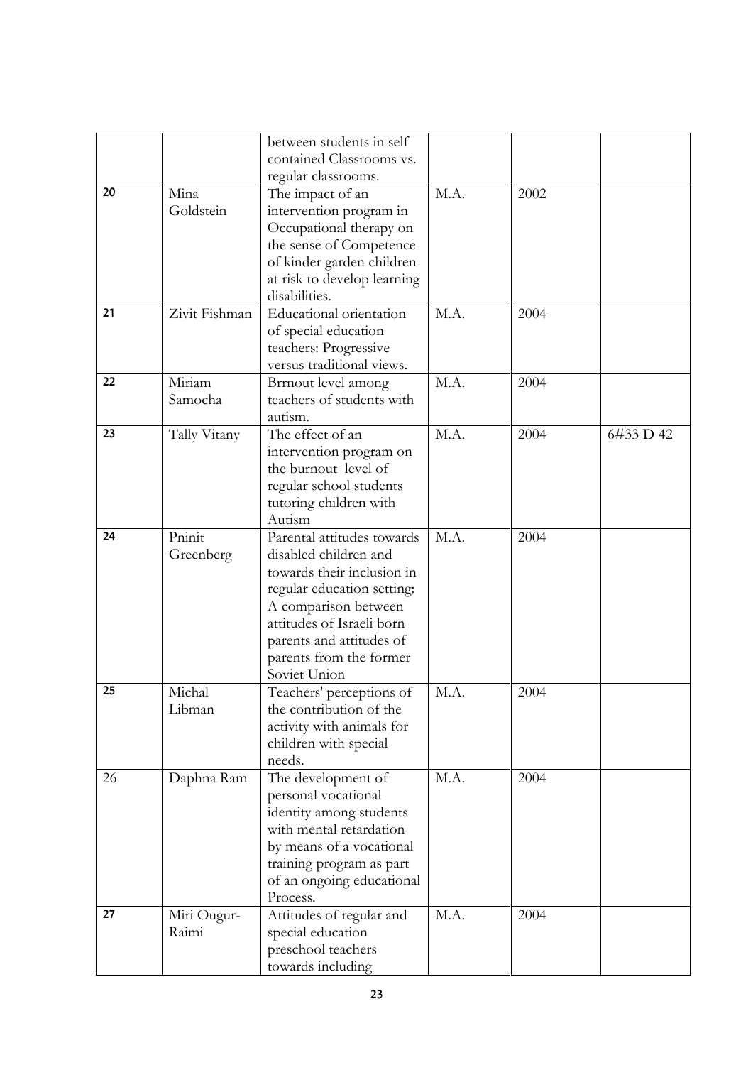| | | | | | |
|---|---|---|---|---|---|
| | | between students in self contained Classrooms vs. regular classrooms. | | | |
| 20 | Mina Goldstein | The impact of an intervention program in Occupational therapy on the sense of Competence of kinder garden children at risk to develop learning disabilities. | M.A. | 2002 | |
| 21 | Zivit Fishman | Educational orientation of special education teachers: Progressive versus traditional views. | M.A. | 2004 | |
| 22 | Miriam Samocha | Brrnout level among teachers of students with autism. | M.A. | 2004 | |
| 23 | Tally Vitany | The effect of an intervention program on the burnout level of regular school students tutoring children with Autism | M.A. | 2004 | 6#33 D 42 |
| 24 | Pninit Greenberg | Parental attitudes towards disabled children and towards their inclusion in regular education setting: A comparison between attitudes of Israeli born parents and attitudes of parents from the former Soviet Union | M.A. | 2004 | |
| 25 | Michal Libman | Teachers' perceptions of the contribution of the activity with animals for children with special needs. | M.A. | 2004 | |
| 26 | Daphna Ram | The development of personal vocational identity among students with mental retardation by means of a vocational training program as part of an ongoing educational Process. | M.A. | 2004 | |
| 27 | Miri Ougur-Raimi | Attitudes of regular and special education preschool teachers towards including | M.A. | 2004 | |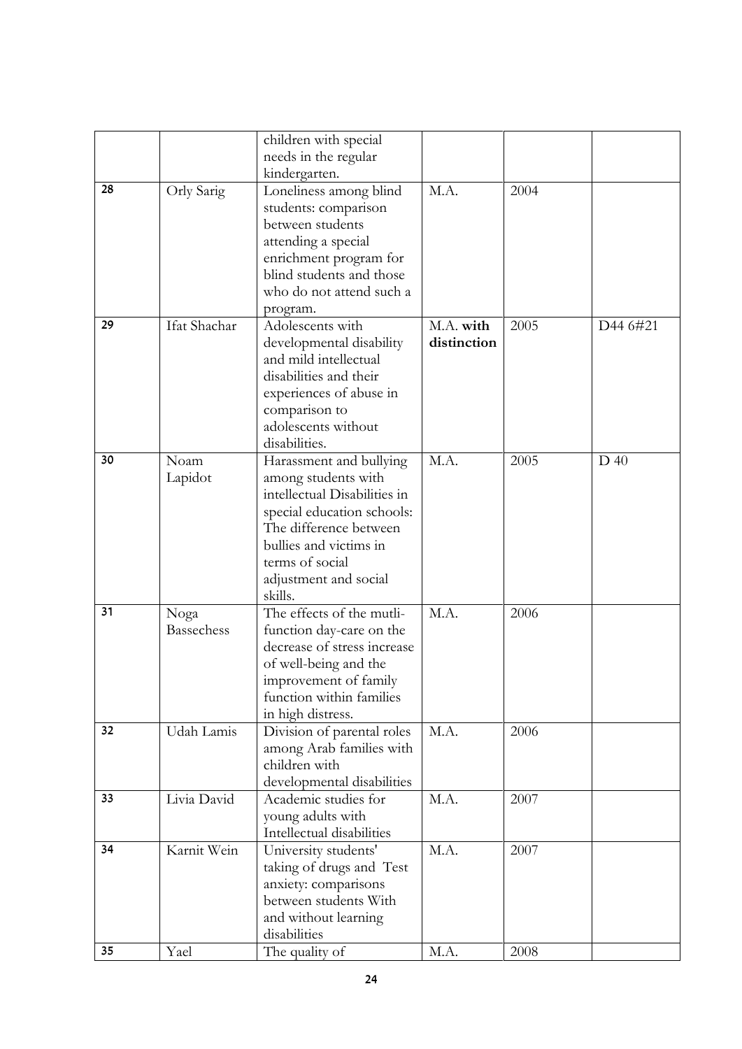| | | | | | |
|---|---|---|---|---|---|
| | | children with special needs in the regular kindergarten. | | | |
| 28 | Orly Sarig | Loneliness among blind students: comparison between students attending a special enrichment program for blind students and those who do not attend such a program. | M.A. | 2004 | |
| 29 | Ifat Shachar | Adolescents with developmental disability and mild intellectual disabilities and their experiences of abuse in comparison to adolescents without disabilities. | M.A. **with distinction** | 2005 | D44 6#21 |
| 30 | Noam Lapidot | Harassment and bullying among students with intellectual Disabilities in special education schools: The difference between bullies and victims in terms of social adjustment and social skills. | M.A. | 2005 | D 40 |
| 31 | Noga Bassechess | The effects of the mutli-function day-care on the decrease of stress increase of well-being and the improvement of family function within families in high distress. | M.A. | 2006 | |
| 32 | Udah Lamis | Division of parental roles among Arab families with children with developmental disabilities | M.A. | 2006 | |
| 33 | Livia David | Academic studies for young adults with Intellectual disabilities | M.A. | 2007 | |
| 34 | Karnit Wein | University students' taking of drugs and Test anxiety: comparisons between students With and without learning disabilities | M.A. | 2007 | |
| 35 | Yael | The quality of | M.A. | 2008 | |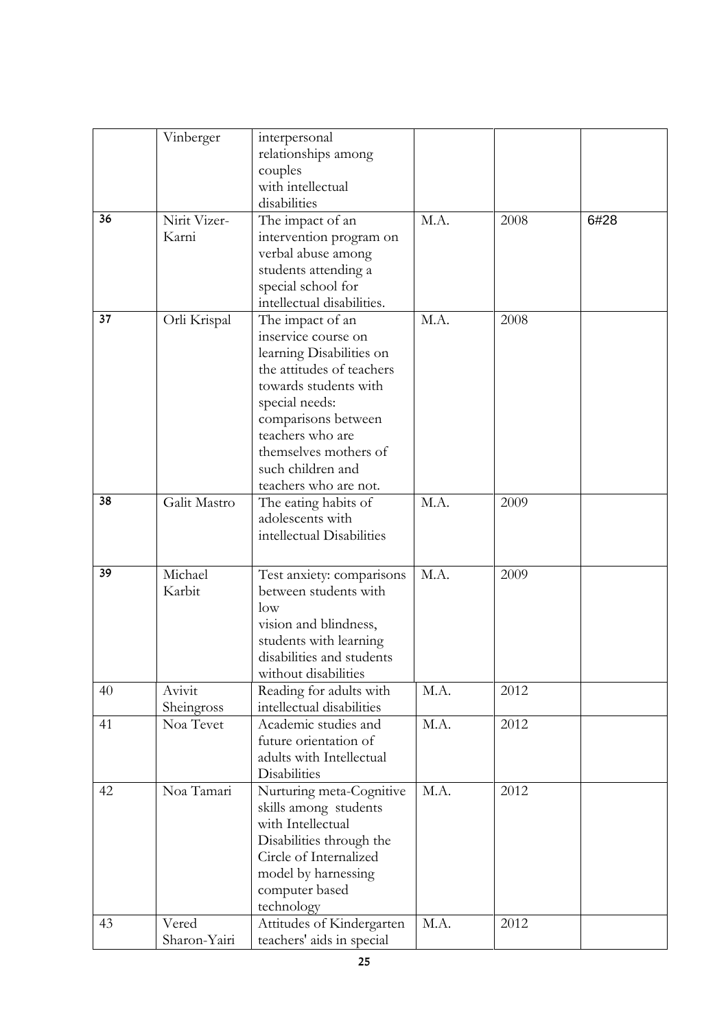|  |  |  |  |  |  |
|---|---|---|---|---|---|
|  | Vinberger | interpersonal relationships among couples with intellectual disabilities |  |  |  |
| 36 | Nirit Vizer-Karni | The impact of an intervention program on verbal abuse among students attending a special school for intellectual disabilities. | M.A. | 2008 | 6#28 |
| 37 | Orli Krispal | The impact of an inservice course on learning Disabilities on the attitudes of teachers towards students with special needs: comparisons between teachers who are themselves mothers of such children and teachers who are not. | M.A. | 2008 |  |
| 38 | Galit Mastro | The eating habits of adolescents with intellectual Disabilities | M.A. | 2009 |  |
| 39 | Michael Karbit | Test anxiety: comparisons between students with low vision and blindness, students with learning disabilities and students without disabilities | M.A. | 2009 |  |
| 40 | Avivit Sheingross | Reading for adults with intellectual disabilities | M.A. | 2012 |  |
| 41 | Noa Tevet | Academic studies and future orientation of adults with Intellectual Disabilities | M.A. | 2012 |  |
| 42 | Noa Tamari | Nurturing meta-Cognitive skills among students with Intellectual Disabilities through the Circle of Internalized model by harnessing computer based technology | M.A. | 2012 |  |
| 43 | Vered Sharon-Yairi | Attitudes of Kindergarten teachers' aids in special | M.A. | 2012 |  |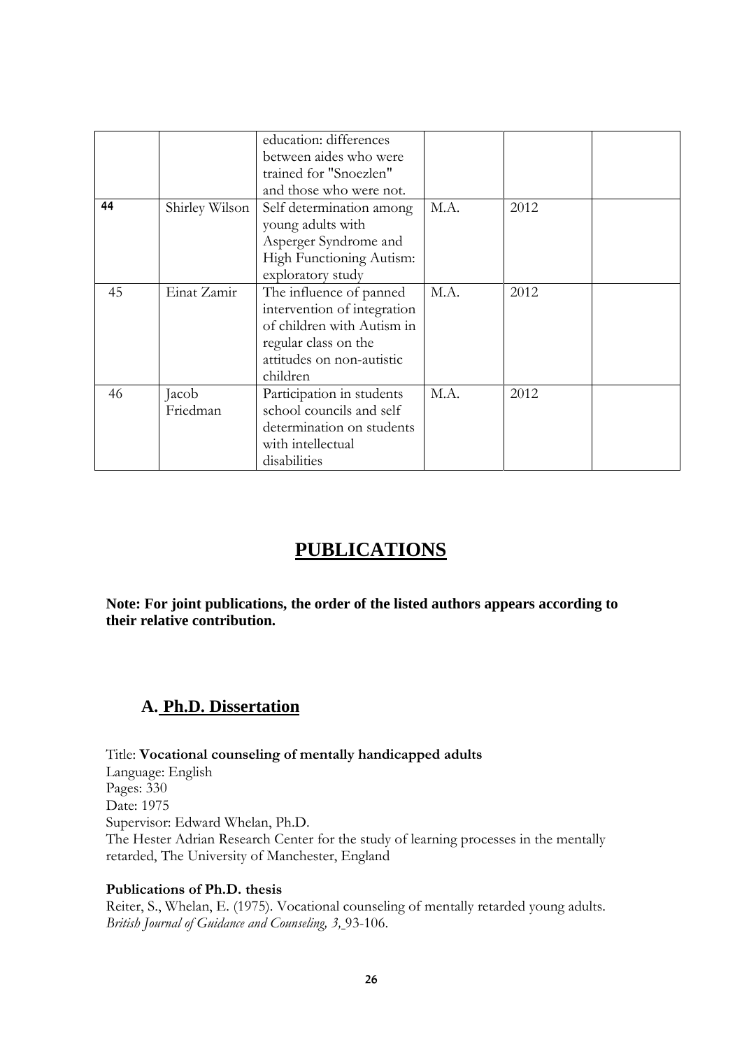| | | | | | |
|---|---|---|---|---|---|
| | | education: differences between aides who were trained for "Snoezlen" and those who were not. | | | |
| 44 | Shirley Wilson | Self determination among young adults with Asperger Syndrome and High Functioning Autism: exploratory study | M.A. | 2012 | |
| 45 | Einat Zamir | The influence of panned intervention of integration of children with Autism in regular class on the attitudes on non-autistic children | M.A. | 2012 | |
| 46 | Jacob Friedman | Participation in students school councils and self determination on students with intellectual disabilities | M.A. | 2012 | |

# PUBLICATIONS

**Note: For joint publications, the order of the listed authors appears according to their relative contribution.**

## A. Ph.D. Dissertation

Title: **Vocational counseling of mentally handicapped adults**
Language: English
Pages: 330
Date: 1975
Supervisor: Edward Whelan, Ph.D.
The Hester Adrian Research Center for the study of learning processes in the mentally retarded, The University of Manchester, England

**Publications of Ph.D. thesis**

Reiter, S., Whelan, E. (1975). Vocational counseling of mentally retarded young adults. *British Journal of Guidance and Counseling, 3,* 93-106.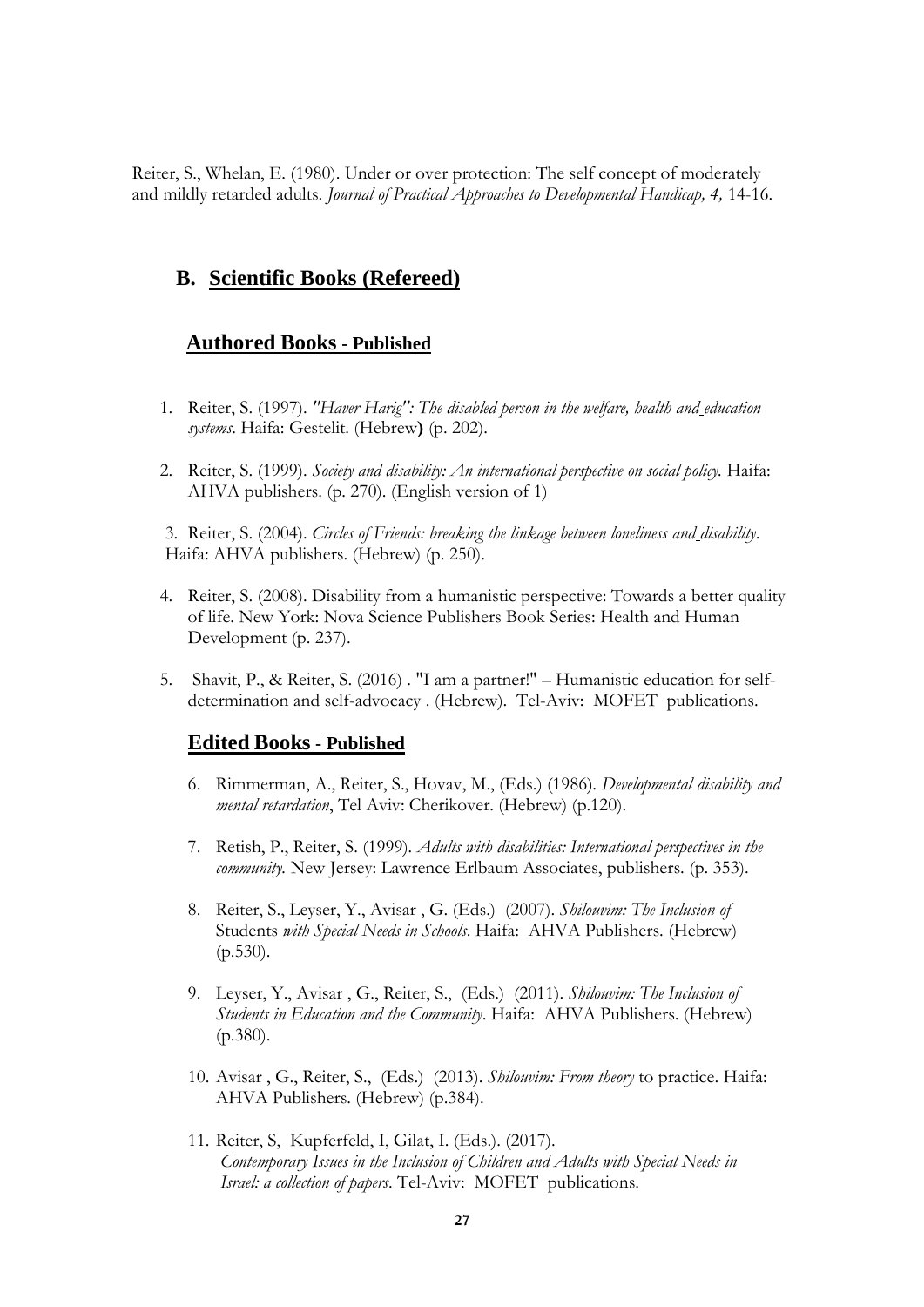Reiter, S., Whelan, E. (1980). Under or over protection: The self concept of moderately and mildly retarded adults. *Journal of Practical Approaches to Developmental Handicap, 4,* 14-16.

## B. Scientific Books (Refereed)

### Authored Books - Published

1. Reiter, S. (1997). *"Haver Harig": The disabled person in the welfare, health and education systems*. Haifa: Gestelit. (Hebrew**)** (p. 202).
2. Reiter, S. (1999). *Society and disability: An international perspective on social policy.* Haifa: AHVA publishers. (p. 270). (English version of 1)
3. Reiter, S. (2004). *Circles of Friends: breaking the linkage between loneliness and disability*. Haifa: AHVA publishers. (Hebrew) (p. 250).
4. Reiter, S. (2008). Disability from a humanistic perspective: Towards a better quality of life. New York: Nova Science Publishers Book Series: Health and Human Development (p. 237).
5. Shavit, P., & Reiter, S. (2016) . "I am a partner!" – Humanistic education for self-determination and self-advocacy . (Hebrew). Tel-Aviv: MOFET publications.

### Edited Books - Published

6. Rimmerman, A., Reiter, S., Hovav, M., (Eds.) (1986). *Developmental disability and mental retardation*, Tel Aviv: Cherikover. (Hebrew) (p.120).
7. Retish, P., Reiter, S. (1999). *Adults with disabilities: International perspectives in the community.* New Jersey: Lawrence Erlbaum Associates, publishers. (p. 353).
8. Reiter, S., Leyser, Y., Avisar , G. (Eds.) (2007). *Shilouvim: The Inclusion of* Students *with Special Needs in Schools*. Haifa: AHVA Publishers. (Hebrew) (p.530).
9. Leyser, Y., Avisar , G., Reiter, S., (Eds.) (2011). *Shilouvim: The Inclusion of Students in Education and the Community*. Haifa: AHVA Publishers. (Hebrew) (p.380).
10. Avisar , G., Reiter, S., (Eds.) (2013). *Shilouvim: From theory* to practice. Haifa: AHVA Publishers. (Hebrew) (p.384).
11. Reiter, S, Kupferfeld, I, Gilat, I. (Eds.). (2017). *Contemporary Issues in the Inclusion of Children and Adults with Special Needs in Israel: a collection of papers*. Tel-Aviv: MOFET publications.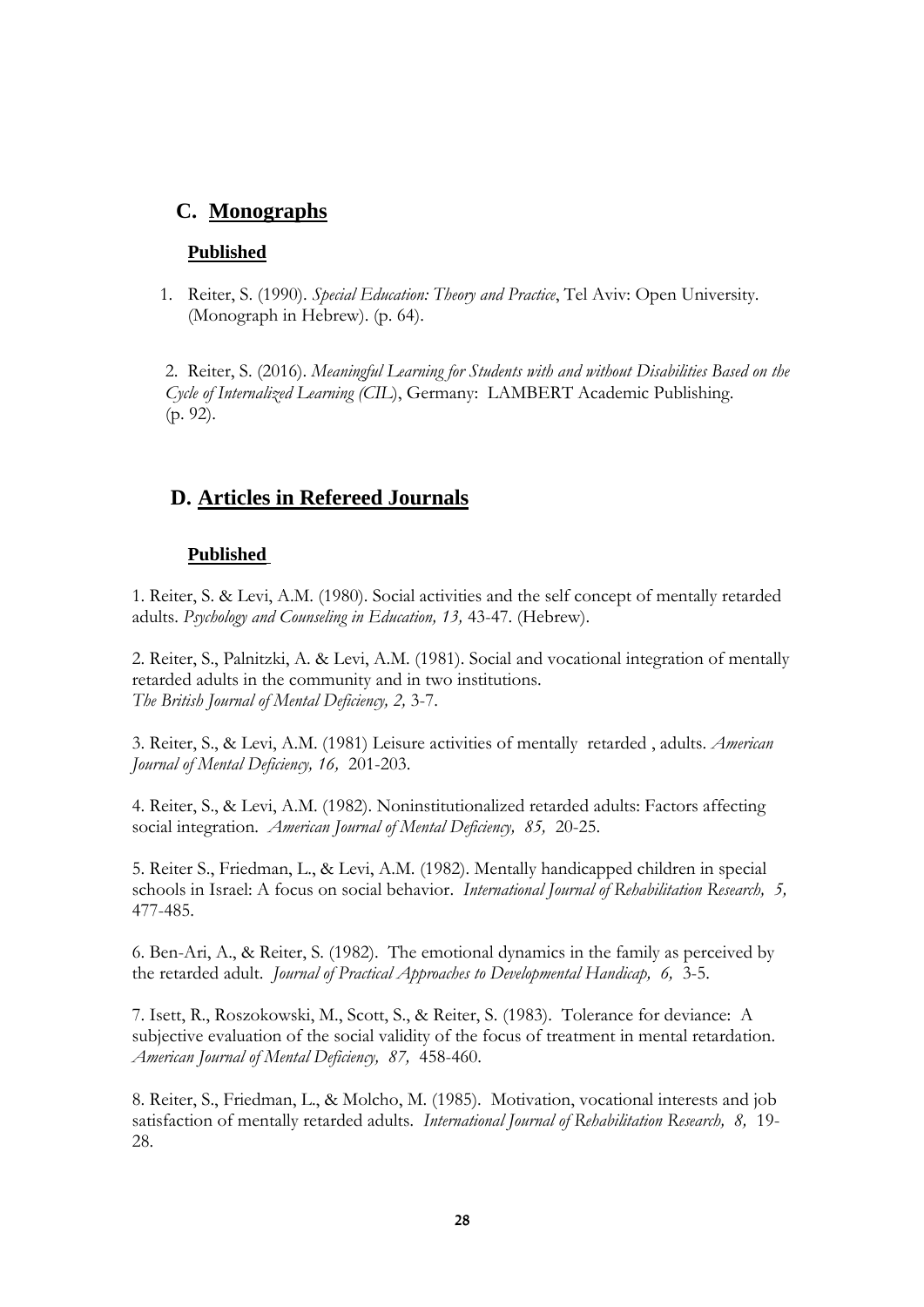## C. Monographs

### Published

1. Reiter, S. (1990). *Special Education: Theory and Practice*, Tel Aviv: Open University. (Monograph in Hebrew). (p. 64).

2. Reiter, S. (2016). *Meaningful Learning for Students with and without Disabilities Based on the Cycle of Internalized Learning (CIL)*, Germany: LAMBERT Academic Publishing. (p. 92).

## D. Articles in Refereed Journals

### Published

1. Reiter, S. & Levi, A.M. (1980). Social activities and the self concept of mentally retarded adults. *Psychology and Counseling in Education, 13,* 43-47. (Hebrew).

2. Reiter, S., Palnitzki, A. & Levi, A.M. (1981). Social and vocational integration of mentally retarded adults in the community and in two institutions. *The British Journal of Mental Deficiency, 2,* 3-7.

3. Reiter, S., & Levi, A.M. (1981) Leisure activities of mentally retarded , adults. *American Journal of Mental Deficiency, 16,* 201-203.

4. Reiter, S., & Levi, A.M. (1982). Noninstitutionalized retarded adults: Factors affecting social integration. *American Journal of Mental Deficiency, 85,* 20-25.

5. Reiter S., Friedman, L., & Levi, A.M. (1982). Mentally handicapped children in special schools in Israel: A focus on social behavior. *International Journal of Rehabilitation Research, 5,* 477-485.

6. Ben-Ari, A., & Reiter, S. (1982). The emotional dynamics in the family as perceived by the retarded adult. *Journal of Practical Approaches to Developmental Handicap, 6,* 3-5.

7. Isett, R., Roszokowski, M., Scott, S., & Reiter, S. (1983). Tolerance for deviance: A subjective evaluation of the social validity of the focus of treatment in mental retardation. *American Journal of Mental Deficiency, 87,* 458-460.

8. Reiter, S., Friedman, L., & Molcho, M. (1985). Motivation, vocational interests and job satisfaction of mentally retarded adults. *International Journal of Rehabilitation Research, 8,* 19-28.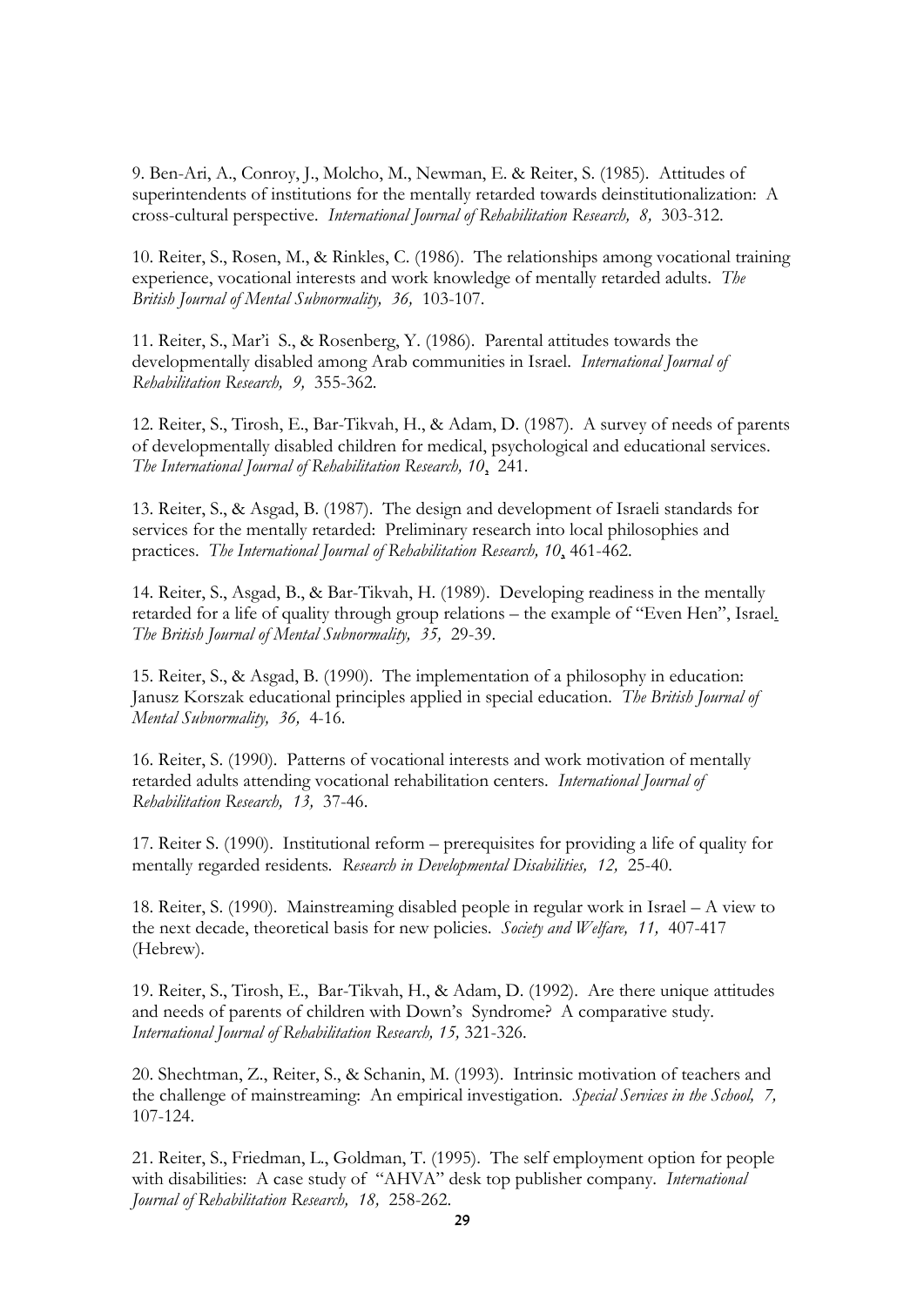9. Ben-Ari, A., Conroy, J., Molcho, M., Newman, E. & Reiter, S. (1985). Attitudes of superintendents of institutions for the mentally retarded towards deinstitutionalization: A cross-cultural perspective. *International Journal of Rehabilitation Research, 8,* 303-312.

10. Reiter, S., Rosen, M., & Rinkles, C. (1986). The relationships among vocational training experience, vocational interests and work knowledge of mentally retarded adults. *The British Journal of Mental Subnormality, 36,* 103-107.

11. Reiter, S., Mar'i S., & Rosenberg, Y. (1986). Parental attitudes towards the developmentally disabled among Arab communities in Israel. *International Journal of Rehabilitation Research, 9,* 355-362.

12. Reiter, S., Tirosh, E., Bar-Tikvah, H., & Adam, D. (1987). A survey of needs of parents of developmentally disabled children for medical, psychological and educational services. *The International Journal of Rehabilitation Research, 10*, 241.

13. Reiter, S., & Asgad, B. (1987). The design and development of Israeli standards for services for the mentally retarded: Preliminary research into local philosophies and practices. *The International Journal of Rehabilitation Research, 10*, 461-462.

14. Reiter, S., Asgad, B., & Bar-Tikvah, H. (1989). Developing readiness in the mentally retarded for a life of quality through group relations – the example of "Even Hen", Israel. *The British Journal of Mental Subnormality, 35,* 29-39.

15. Reiter, S., & Asgad, B. (1990). The implementation of a philosophy in education: Janusz Korszak educational principles applied in special education. *The British Journal of Mental Subnormality, 36,* 4-16.

16. Reiter, S. (1990). Patterns of vocational interests and work motivation of mentally retarded adults attending vocational rehabilitation centers. *International Journal of Rehabilitation Research, 13,* 37-46.

17. Reiter S. (1990). Institutional reform – prerequisites for providing a life of quality for mentally regarded residents. *Research in Developmental Disabilities, 12,* 25-40.

18. Reiter, S. (1990). Mainstreaming disabled people in regular work in Israel – A view to the next decade, theoretical basis for new policies. *Society and Welfare, 11,* 407-417 (Hebrew).

19. Reiter, S., Tirosh, E., Bar-Tikvah, H., & Adam, D. (1992). Are there unique attitudes and needs of parents of children with Down's Syndrome? A comparative study. *International Journal of Rehabilitation Research, 15,* 321-326.

20. Shechtman, Z., Reiter, S., & Schanin, M. (1993). Intrinsic motivation of teachers and the challenge of mainstreaming: An empirical investigation. *Special Services in the School, 7,* 107-124.

21. Reiter, S., Friedman, L., Goldman, T. (1995). The self employment option for people with disabilities: A case study of "AHVA" desk top publisher company. *International Journal of Rehabilitation Research, 18,* 258-262.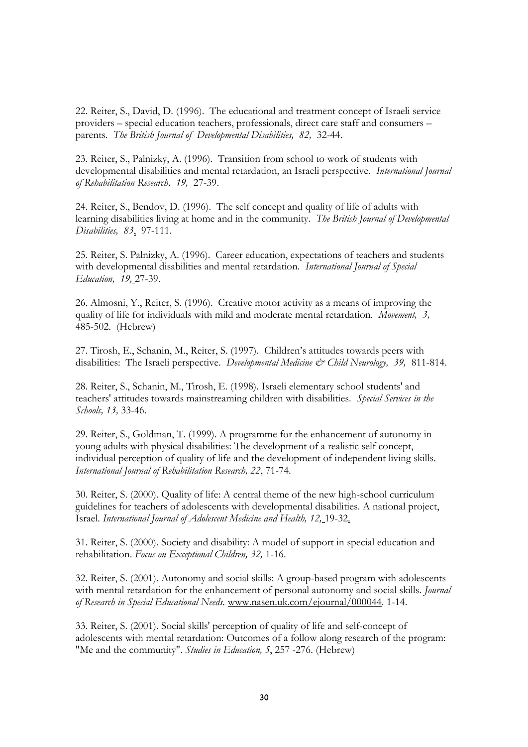22. Reiter, S., David, D. (1996). The educational and treatment concept of Israeli service providers – special education teachers, professionals, direct care staff and consumers – parents. *The British Journal of Developmental Disabilities, 82,* 32-44.

23. Reiter, S., Palnizky, A. (1996). Transition from school to work of students with developmental disabilities and mental retardation, an Israeli perspective. *International Journal of Rehabilitation Research, 19,* 27-39.

24. Reiter, S., Bendov, D. (1996). The self concept and quality of life of adults with learning disabilities living at home and in the community. *The British Journal of Developmental Disabilities, 83*, 97-111.

25. Reiter, S. Palnizky, A. (1996). Career education, expectations of teachers and students with developmental disabilities and mental retardation. *International Journal of Special Education, 19,* 27-39.

26. Almosni, Y., Reiter, S. (1996). Creative motor activity as a means of improving the quality of life for individuals with mild and moderate mental retardation. *Movement, 3,* 485-502. (Hebrew)

27. Tirosh, E., Schanin, M., Reiter, S. (1997). Children's attitudes towards peers with disabilities: The Israeli perspective. *Developmental Medicine & Child Neurology, 39,* 811-814.

28. Reiter, S., Schanin, M., Tirosh, E. (1998). Israeli elementary school students' and teachers' attitudes towards mainstreaming children with disabilities. *Special Services in the Schools, 13,* 33-46.

29. Reiter, S., Goldman, T. (1999). A programme for the enhancement of autonomy in young adults with physical disabilities: The development of a realistic self concept, individual perception of quality of life and the development of independent living skills. *International Journal of Rehabilitation Research, 22*, 71-74.

30. Reiter, S. (2000). Quality of life: A central theme of the new high-school curriculum guidelines for teachers of adolescents with developmental disabilities. A national project, Israel. *International Journal of Adolescent Medicine and Health, 12,* 19-32.

31. Reiter, S. (2000). Society and disability: A model of support in special education and rehabilitation. *Focus on Exceptional Children, 32,* 1-16.

32. Reiter, S. (2001). Autonomy and social skills: A group-based program with adolescents with mental retardation for the enhancement of personal autonomy and social skills. *Journal of Research in Special Educational Needs.* www.nasen.uk.com/ejournal/000044. 1-14.

33. Reiter, S. (2001). Social skills' perception of quality of life and self-concept of adolescents with mental retardation: Outcomes of a follow along research of the program: "Me and the community". *Studies in Education, 5*, 257 -276. (Hebrew)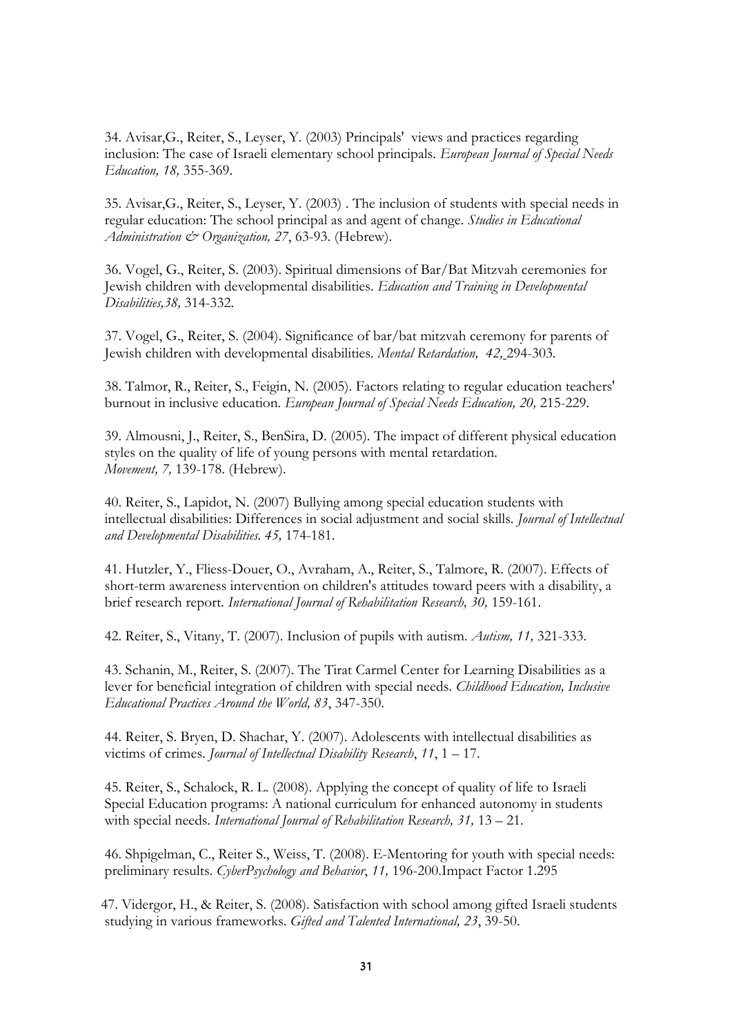34. Avisar,G., Reiter, S., Leyser, Y. (2003) Principals' views and practices regarding inclusion: The case of Israeli elementary school principals. *European Journal of Special Needs Education, 18,* 355-369.

35. Avisar,G., Reiter, S., Leyser, Y. (2003) . The inclusion of students with special needs in regular education: The school principal as and agent of change. *Studies in Educational Administration & Organization, 27*, 63-93. (Hebrew).

36. Vogel, G., Reiter, S. (2003). Spiritual dimensions of Bar/Bat Mitzvah ceremonies for Jewish children with developmental disabilities. *Education and Training in Developmental Disabilities,38,* 314-332.

37. Vogel, G., Reiter, S. (2004). Significance of bar/bat mitzvah ceremony for parents of Jewish children with developmental disabilities. *Mental Retardation, 42,* 294-303.

38. Talmor, R., Reiter, S., Feigin, N. (2005). Factors relating to regular education teachers' burnout in inclusive education. *European Journal of Special Needs Education, 20,* 215-229.

39. Almousni, J., Reiter, S., BenSira, D. (2005). The impact of different physical education styles on the quality of life of young persons with mental retardation. *Movement, 7,* 139-178. (Hebrew).

40. Reiter, S., Lapidot, N. (2007) Bullying among special education students with intellectual disabilities: Differences in social adjustment and social skills. *Journal of Intellectual and Developmental Disabilities. 45,* 174-181.

41. Hutzler, Y., Fliess-Douer, O., Avraham, A., Reiter, S., Talmore, R. (2007). Effects of short-term awareness intervention on children's attitudes toward peers with a disability, a brief research report. *International Journal of Rehabilitation Research, 30,* 159-161.

42. Reiter, S., Vitany, T. (2007). Inclusion of pupils with autism. *Autism, 11,* 321-333.

43. Schanin, M., Reiter, S. (2007). The Tirat Carmel Center for Learning Disabilities as a lever for beneficial integration of children with special needs. *Childhood Education, Inclusive Educational Practices Around the World, 83*, 347-350.

44. Reiter, S. Bryen, D. Shachar, Y. (2007). Adolescents with intellectual disabilities as victims of crimes. *Journal of Intellectual Disability Research*, *11*, 1 – 17.

45. Reiter, S., Schalock, R. L. (2008). Applying the concept of quality of life to Israeli Special Education programs: A national curriculum for enhanced autonomy in students with special needs. *International Journal of Rehabilitation Research, 31,* 13 – 21.

46. Shpigelman, C., Reiter S., Weiss, T. (2008). E-Mentoring for youth with special needs: preliminary results. *CyberPsychology and Behavior*, *11,* 196-200.Impact Factor 1.295

47. Vidergor, H., & Reiter, S. (2008). Satisfaction with school among gifted Israeli students studying in various frameworks. *Gifted and Talented International, 23*, 39-50.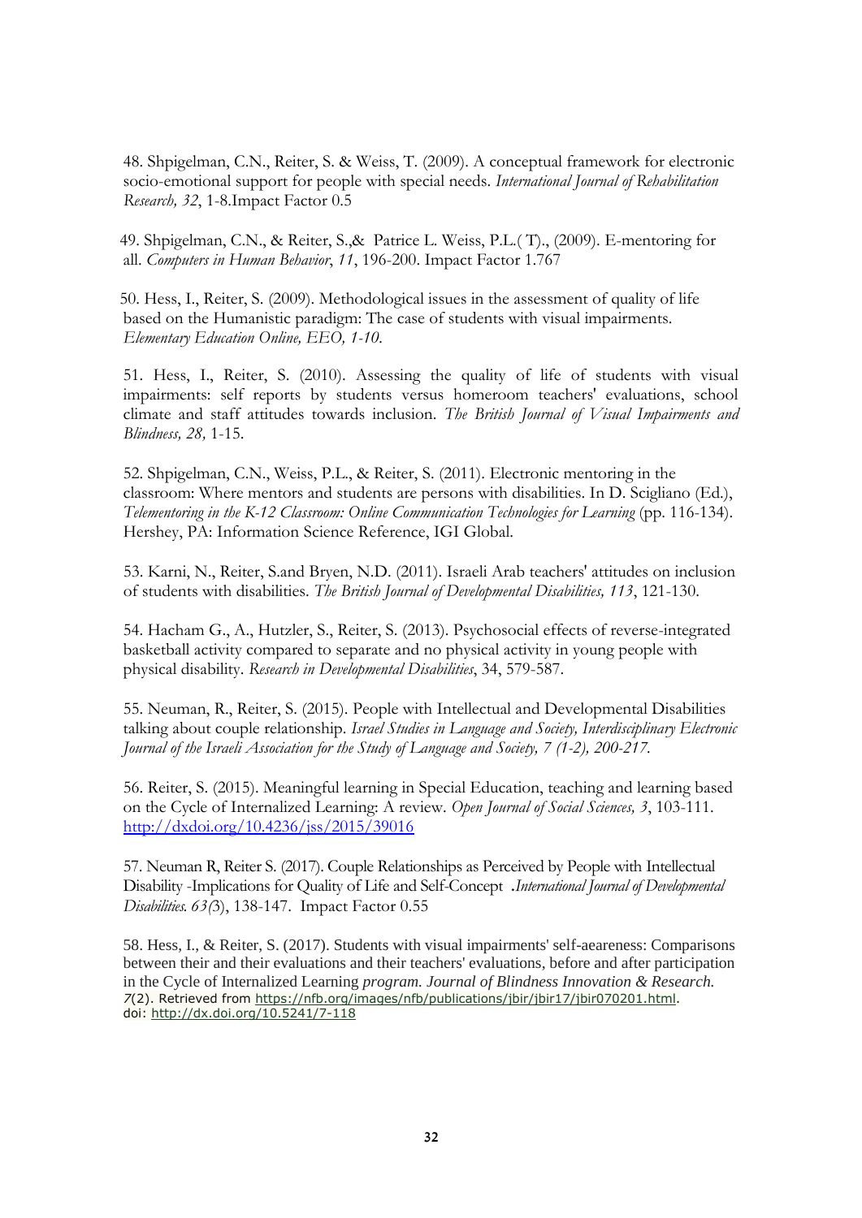48. Shpigelman, C.N., Reiter, S. & Weiss, T. (2009). A conceptual framework for electronic socio-emotional support for people with special needs. *International Journal of Rehabilitation Research, 32*, 1-8.Impact Factor 0.5

49. Shpigelman, C.N., & Reiter, S.,& Patrice L. Weiss, P.L.( T)., (2009). E-mentoring for all. *Computers in Human Behavior*, *11*, 196-200. Impact Factor 1.767

50. Hess, I., Reiter, S. (2009). Methodological issues in the assessment of quality of life based on the Humanistic paradigm: The case of students with visual impairments. *Elementary Education Online, EEO, 1-10.*

51. Hess, I., Reiter, S. (2010). Assessing the quality of life of students with visual impairments: self reports by students versus homeroom teachers' evaluations, school climate and staff attitudes towards inclusion. *The British Journal of Visual Impairments and Blindness, 28,* 1-15.

52. Shpigelman, C.N., Weiss, P.L., & Reiter, S. (2011). Electronic mentoring in the classroom: Where mentors and students are persons with disabilities. In D. Scigliano (Ed.), *Telementoring in the K-12 Classroom: Online Communication Technologies for Learning* (pp. 116-134). Hershey, PA: Information Science Reference, IGI Global.

53. Karni, N., Reiter, S.and Bryen, N.D. (2011). Israeli Arab teachers' attitudes on inclusion of students with disabilities. *The British Journal of Developmental Disabilities, 113*, 121-130.

54. Hacham G., A., Hutzler, S., Reiter, S. (2013). Psychosocial effects of reverse-integrated basketball activity compared to separate and no physical activity in young people with physical disability. *Research in Developmental Disabilities*, 34, 579-587.

55. Neuman, R., Reiter, S. (2015). People with Intellectual and Developmental Disabilities talking about couple relationship. *Israel Studies in Language and Society, Interdisciplinary Electronic Journal of the Israeli Association for the Study of Language and Society, 7 (1-2), 200-217.*

56. Reiter, S. (2015). Meaningful learning in Special Education, teaching and learning based on the Cycle of Internalized Learning: A review. *Open Journal of Social Sciences, 3*, 103-111. http://dxdoi.org/10.4236/jss/2015/39016

57. Neuman R, Reiter S. (2017). Couple Relationships as Perceived by People with Intellectual Disability -Implications for Quality of Life and Self-Concept .*International Journal of Developmental Disabilities. 63(*3), 138-147. Impact Factor 0.55

58. Hess, I., & Reiter, S. (2017). Students with visual impairments' self-aeareness: Comparisons between their and their evaluations and their teachers' evaluations, before and after participation in the Cycle of Internalized Learning *program. Journal of Blindness Innovation & Research. 7*(2). Retrieved from https://nfb.org/images/nfb/publications/jbir/jbir17/jbir070201.html. doi: http://dx.doi.org/10.5241/7-118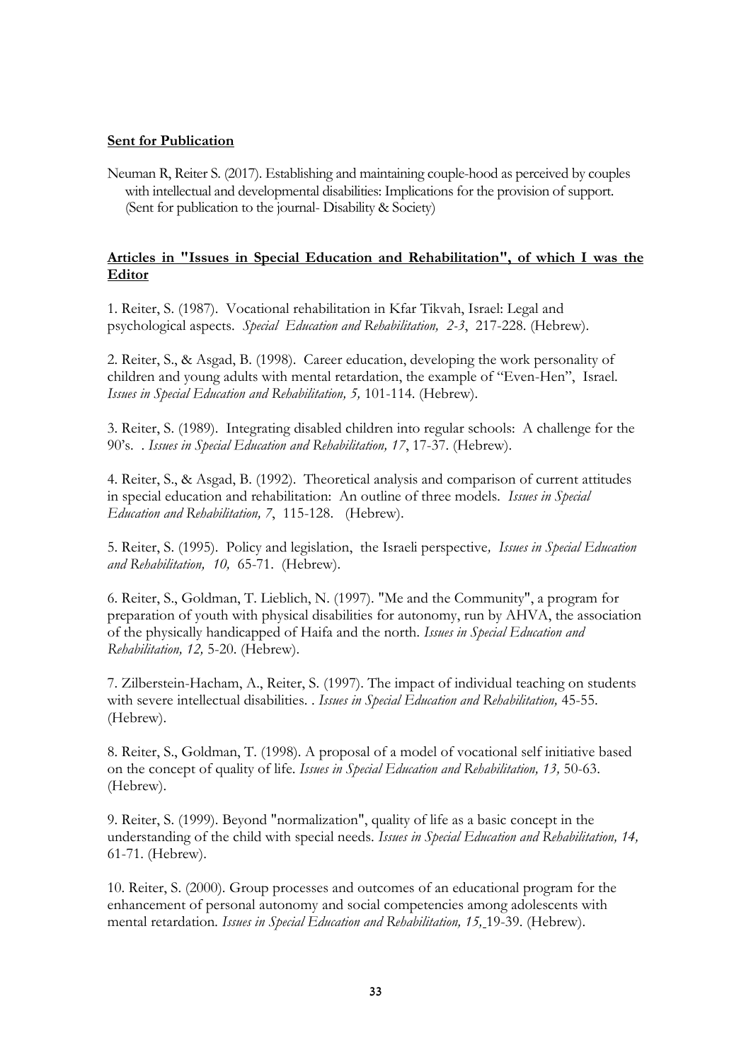**Sent for Publication**

Neuman R, Reiter S. (2017). Establishing and maintaining couple-hood as perceived by couples with intellectual and developmental disabilities: Implications for the provision of support. (Sent for publication to the journal- Disability & Society)

**Articles in "Issues in Special Education and Rehabilitation", of which I was the Editor**

1. Reiter, S. (1987). Vocational rehabilitation in Kfar Tikvah, Israel: Legal and psychological aspects. *Special Education and Rehabilitation, 2-3*, 217-228. (Hebrew).

2. Reiter, S., & Asgad, B. (1998). Career education, developing the work personality of children and young adults with mental retardation, the example of "Even-Hen", Israel. *Issues in Special Education and Rehabilitation, 5,* 101-114. (Hebrew).

3. Reiter, S. (1989). Integrating disabled children into regular schools: A challenge for the 90's. . *Issues in Special Education and Rehabilitation, 17*, 17-37. (Hebrew).

4. Reiter, S., & Asgad, B. (1992). Theoretical analysis and comparison of current attitudes in special education and rehabilitation: An outline of three models. *Issues in Special Education and Rehabilitation, 7*, 115-128. (Hebrew).

5. Reiter, S. (1995). Policy and legislation, the Israeli perspective*, Issues in Special Education and Rehabilitation, 10,* 65-71. (Hebrew).

6. Reiter, S., Goldman, T. Lieblich, N. (1997). "Me and the Community", a program for preparation of youth with physical disabilities for autonomy, run by AHVA, the association of the physically handicapped of Haifa and the north. *Issues in Special Education and Rehabilitation, 12,* 5-20. (Hebrew).

7. Zilberstein-Hacham, A., Reiter, S. (1997). The impact of individual teaching on students with severe intellectual disabilities. . *Issues in Special Education and Rehabilitation,* 45-55. (Hebrew).

8. Reiter, S., Goldman, T. (1998). A proposal of a model of vocational self initiative based on the concept of quality of life. *Issues in Special Education and Rehabilitation, 13,* 50-63. (Hebrew).

9. Reiter, S. (1999). Beyond "normalization", quality of life as a basic concept in the understanding of the child with special needs. *Issues in Special Education and Rehabilitation, 14,* 61-71. (Hebrew).

10. Reiter, S. (2000). Group processes and outcomes of an educational program for the enhancement of personal autonomy and social competencies among adolescents with mental retardation. *Issues in Special Education and Rehabilitation, 15,* 19-39. (Hebrew).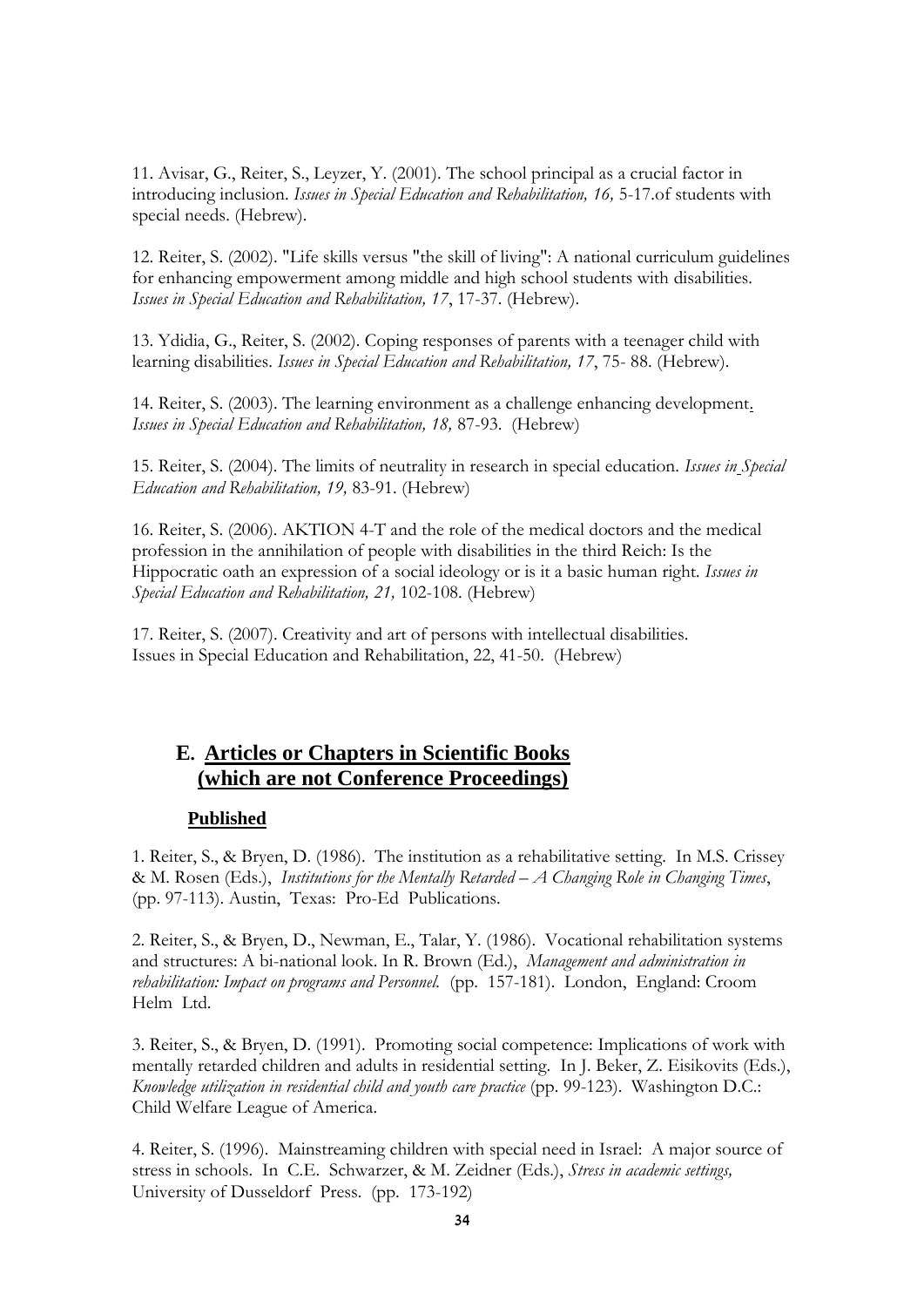11. Avisar, G., Reiter, S., Leyzer, Y. (2001). The school principal as a crucial factor in introducing inclusion. *Issues in Special Education and Rehabilitation, 16,* 5-17.of students with special needs. (Hebrew).

12. Reiter, S. (2002). "Life skills versus "the skill of living": A national curriculum guidelines for enhancing empowerment among middle and high school students with disabilities. *Issues in Special Education and Rehabilitation, 17*, 17-37. (Hebrew).

13. Ydidia, G., Reiter, S. (2002). Coping responses of parents with a teenager child with learning disabilities. *Issues in Special Education and Rehabilitation, 17*, 75- 88. (Hebrew).

14. Reiter, S. (2003). The learning environment as a challenge enhancing development. *Issues in Special Education and Rehabilitation, 18,* 87-93. (Hebrew)

15. Reiter, S. (2004). The limits of neutrality in research in special education. *Issues in Special Education and Rehabilitation, 19,* 83-91. (Hebrew)

16. Reiter, S. (2006). AKTION 4-T and the role of the medical doctors and the medical profession in the annihilation of people with disabilities in the third Reich: Is the Hippocratic oath an expression of a social ideology or is it a basic human right. *Issues in Special Education and Rehabilitation, 21,* 102-108. (Hebrew)

17. Reiter, S. (2007). Creativity and art of persons with intellectual disabilities. Issues in Special Education and Rehabilitation, 22, 41-50. (Hebrew)

## E. Articles or Chapters in Scientific Books (which are not Conference Proceedings)

### Published

1. Reiter, S., & Bryen, D. (1986). The institution as a rehabilitative setting. In M.S. Crissey & M. Rosen (Eds.), *Institutions for the Mentally Retarded – A Changing Role in Changing Times*, (pp. 97-113). Austin, Texas: Pro-Ed Publications.

2. Reiter, S., & Bryen, D., Newman, E., Talar, Y. (1986). Vocational rehabilitation systems and structures: A bi-national look. In R. Brown (Ed.), *Management and administration in rehabilitation: Impact on programs and Personnel.* (pp. 157-181). London, England: Croom Helm Ltd.

3. Reiter, S., & Bryen, D. (1991). Promoting social competence: Implications of work with mentally retarded children and adults in residential setting. In J. Beker, Z. Eisikovits (Eds.), *Knowledge utilization in residential child and youth care practice* (pp. 99-123). Washington D.C.: Child Welfare League of America.

4. Reiter, S. (1996). Mainstreaming children with special need in Israel: A major source of stress in schools. In C.E. Schwarzer, & M. Zeidner (Eds.), *Stress in academic settings,* University of Dusseldorf Press. (pp. 173-192)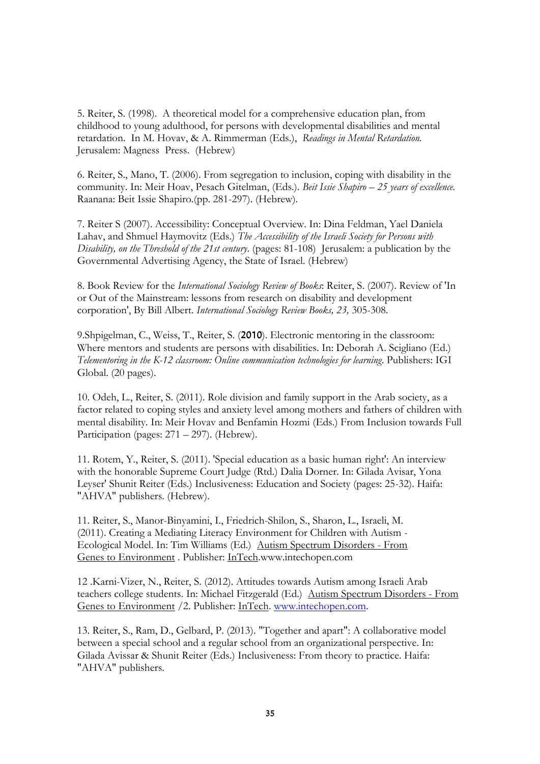5. Reiter, S. (1998). A theoretical model for a comprehensive education plan, from childhood to young adulthood, for persons with developmental disabilities and mental retardation. In M. Hovav, & A. Rimmerman (Eds.), *Readings in Mental Retardation.* Jerusalem: Magness Press. (Hebrew)

6. Reiter, S., Mano, T. (2006). From segregation to inclusion, coping with disability in the community. In: Meir Hoav, Pesach Gitelman, (Eds.). *Beit Issie Shapiro – 25 years of excellence.* Raanana: Beit Issie Shapiro.(pp. 281-297). (Hebrew).

7. Reiter S (2007). Accessibility: Conceptual Overview. In: Dina Feldman, Yael Daniela Lahav, and Shmuel Haymovitz (Eds.) *The Accessibility of the Israeli Society for Persons with Disability, on the Threshold of the 21st century.* (pages: 81-108) Jerusalem: a publication by the Governmental Advertising Agency, the State of Israel. (Hebrew)

8. Book Review for the *International Sociology Review of Books*: Reiter, S. (2007). Review of 'In or Out of the Mainstream: lessons from research on disability and development corporation', By Bill Albert. *International Sociology Review Books, 23,* 305-308.

9.Shpigelman, C., Weiss, T., Reiter, S. (**2010**). Electronic mentoring in the classroom: Where mentors and students are persons with disabilities. In: Deborah A. Scigliano (Ed.) *Telementoring in the K-12 classroom: Online communication technologies for learning.* Publishers: IGI Global. (20 pages).

10. Odeh, L., Reiter, S. (2011). Role division and family support in the Arab society, as a factor related to coping styles and anxiety level among mothers and fathers of children with mental disability. In: Meir Hovav and Benfamin Hozmi (Eds.) From Inclusion towards Full Participation (pages: 271 – 297). (Hebrew).

11. Rotem, Y., Reiter, S. (2011). 'Special education as a basic human right': An interview with the honorable Supreme Court Judge (Rtd.) Dalia Dorner. In: Gilada Avisar, Yona Leyser' Shunit Reiter (Eds.) Inclusiveness: Education and Society (pages: 25-32). Haifa: "AHVA" publishers. (Hebrew).

11. Reiter, S., Manor-Binyamini, I., Friedrich-Shilon, S., Sharon, L., Israeli, M. (2011). Creating a Mediating Literacy Environment for Children with Autism - Ecological Model. In: Tim Williams (Ed.) Autism Spectrum Disorders - From Genes to Environment . Publisher: InTech.www.intechopen.com

12 .Karni-Vizer, N., Reiter, S. (2012). Attitudes towards Autism among Israeli Arab teachers college students. In: Michael Fitzgerald (Ed.) Autism Spectrum Disorders - From Genes to Environment /2. Publisher: InTech. www.intechopen.com.

13. Reiter, S., Ram, D., Gelbard, P. (2013). "Together and apart": A collaborative model between a special school and a regular school from an organizational perspective. In: Gilada Avissar & Shunit Reiter (Eds.) Inclusiveness: From theory to practice. Haifa: "AHVA" publishers.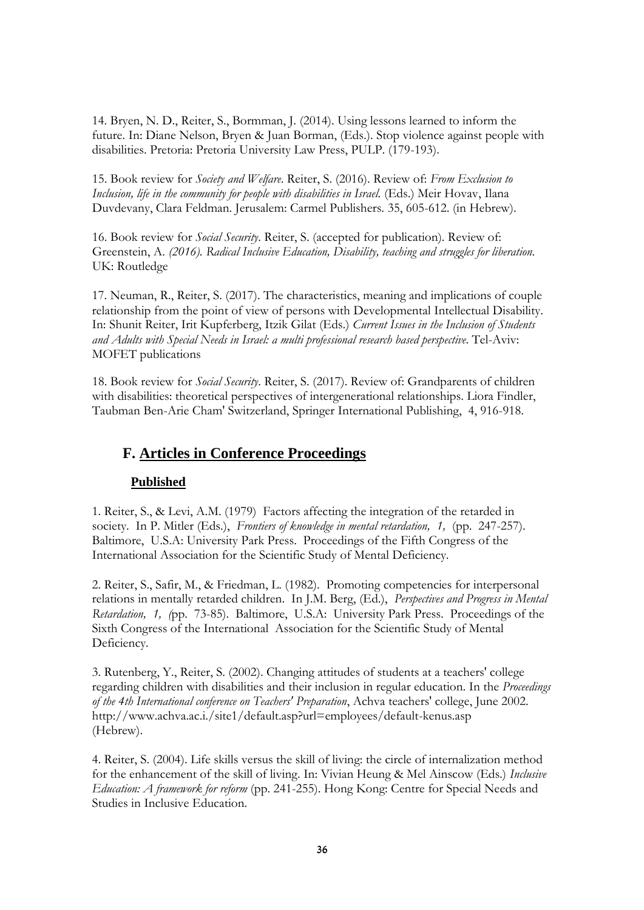14. Bryen, N. D., Reiter, S., Bormman, J. (2014). Using lessons learned to inform the future. In: Diane Nelson, Bryen & Juan Borman, (Eds.). Stop violence against people with disabilities. Pretoria: Pretoria University Law Press, PULP. (179-193).

15. Book review for *Society and Welfare*. Reiter, S. (2016). Review of: *From Exclusion to Inclusion, life in the community for people with disabilities in Israel.* (Eds.) Meir Hovav, Ilana Duvdevany, Clara Feldman. Jerusalem: Carmel Publishers. 35, 605-612. (in Hebrew).

16. Book review for *Social Security*. Reiter, S. (accepted for publication). Review of: Greenstein, A. *(2016). Radical Inclusive Education, Disability, teaching and struggles for liberation.* UK: Routledge

17. Neuman, R., Reiter, S. (2017). The characteristics, meaning and implications of couple relationship from the point of view of persons with Developmental Intellectual Disability. In: Shunit Reiter, Irit Kupferberg, Itzik Gilat (Eds.) *Current Issues in the Inclusion of Students and Adults with Special Needs in Israel: a multi professional research based perspective*. Tel-Aviv: MOFET publications

18. Book review for *Social Security*. Reiter, S. (2017). Review of: Grandparents of children with disabilities: theoretical perspectives of intergenerational relationships. Liora Findler, Taubman Ben-Arie Cham' Switzerland, Springer International Publishing, 4, 916-918.

## F. Articles in Conference Proceedings

### Published

1. Reiter, S., & Levi, A.M. (1979) Factors affecting the integration of the retarded in society. In P. Mitler (Eds.), *Frontiers of knowledge in mental retardation, 1,* (pp. 247-257). Baltimore, U.S.A: University Park Press. Proceedings of the Fifth Congress of the International Association for the Scientific Study of Mental Deficiency.

2. Reiter, S., Safir, M., & Friedman, L. (1982). Promoting competencies for interpersonal relations in mentally retarded children. In J.M. Berg, (Ed.), *Perspectives and Progress in Mental Retardation, 1, (*pp. 73-85). Baltimore, U.S.A: University Park Press. Proceedings of the Sixth Congress of the International Association for the Scientific Study of Mental Deficiency.

3. Rutenberg, Y., Reiter, S. (2002). Changing attitudes of students at a teachers' college regarding children with disabilities and their inclusion in regular education. In the *Proceedings of the 4th International conference on Teachers' Preparation*, Achva teachers' college, June 2002. http://www.achva.ac.i./site1/default.asp?url=employees/default-kenus.asp (Hebrew).

4. Reiter, S. (2004). Life skills versus the skill of living: the circle of internalization method for the enhancement of the skill of living. In: Vivian Heung & Mel Ainscow (Eds.) *Inclusive Education: A framework for reform* (pp. 241-255). Hong Kong: Centre for Special Needs and Studies in Inclusive Education.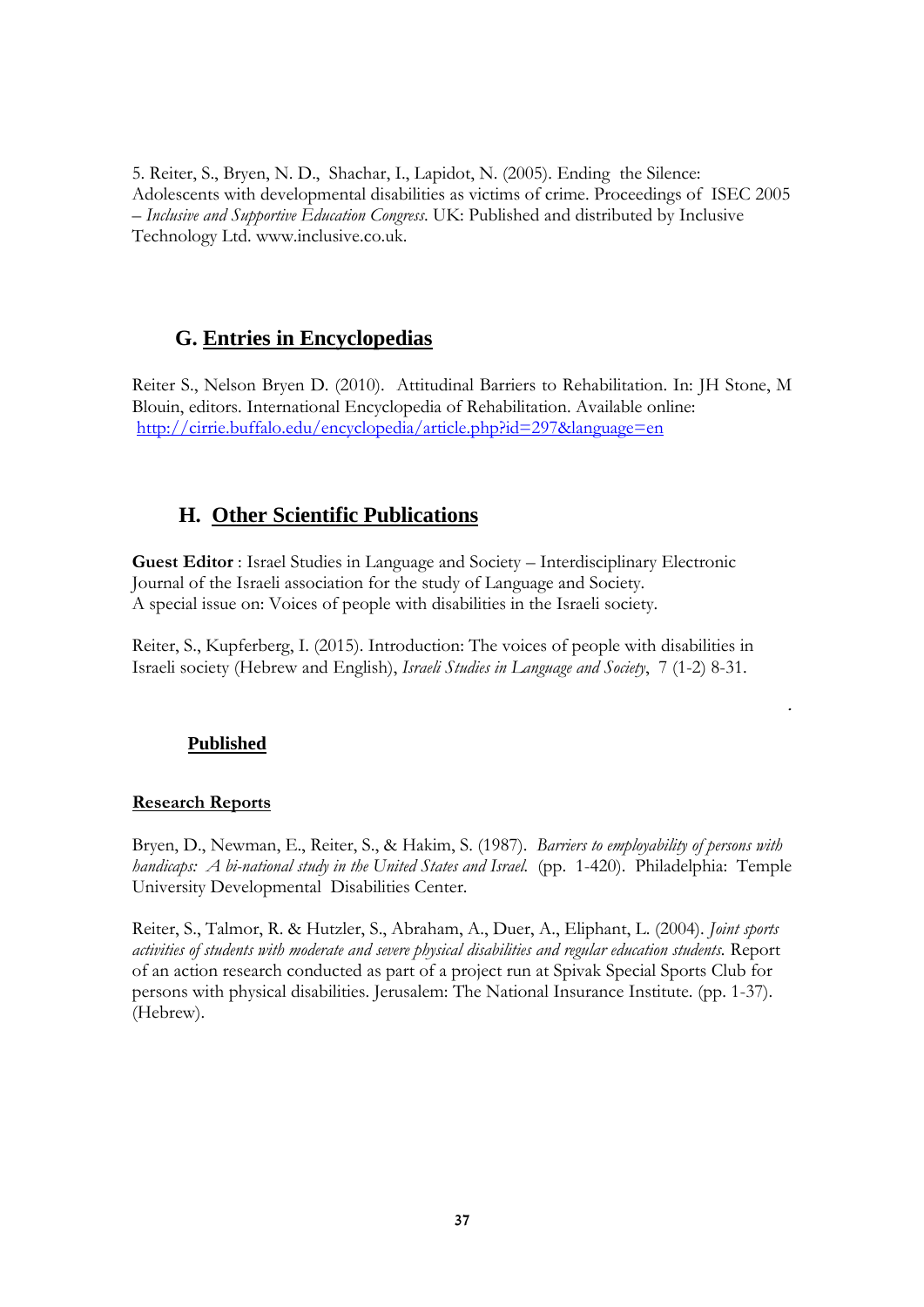5. Reiter, S., Bryen, N. D., Shachar, I., Lapidot, N. (2005). Ending the Silence: Adolescents with developmental disabilities as victims of crime. Proceedings of ISEC 2005 – *Inclusive and Supportive Education Congress*. UK: Published and distributed by Inclusive Technology Ltd. www.inclusive.co.uk.

## G. Entries in Encyclopedias

Reiter S., Nelson Bryen D. (2010). Attitudinal Barriers to Rehabilitation. In: JH Stone, M Blouin, editors. International Encyclopedia of Rehabilitation. Available online: http://cirrie.buffalo.edu/encyclopedia/article.php?id=297&language=en

## H. Other Scientific Publications

**Guest Editor** : Israel Studies in Language and Society – Interdisciplinary Electronic Journal of the Israeli association for the study of Language and Society.
A special issue on: Voices of people with disabilities in the Israeli society.

Reiter, S., Kupferberg, I. (2015). Introduction: The voices of people with disabilities in Israeli society (Hebrew and English), *Israeli Studies in Language and Society*, 7 (1-2) 8-31.

### Published

**Research Reports**

Bryen, D., Newman, E., Reiter, S., & Hakim, S. (1987). *Barriers to employability of persons with handicaps: A bi-national study in the United States and Israel.* (pp. 1-420). Philadelphia: Temple University Developmental Disabilities Center.

Reiter, S., Talmor, R. & Hutzler, S., Abraham, A., Duer, A., Eliphant, L. (2004). *Joint sports activities of students with moderate and severe physical disabilities and regular education students.* Report of an action research conducted as part of a project run at Spivak Special Sports Club for persons with physical disabilities. Jerusalem: The National Insurance Institute. (pp. 1-37). (Hebrew).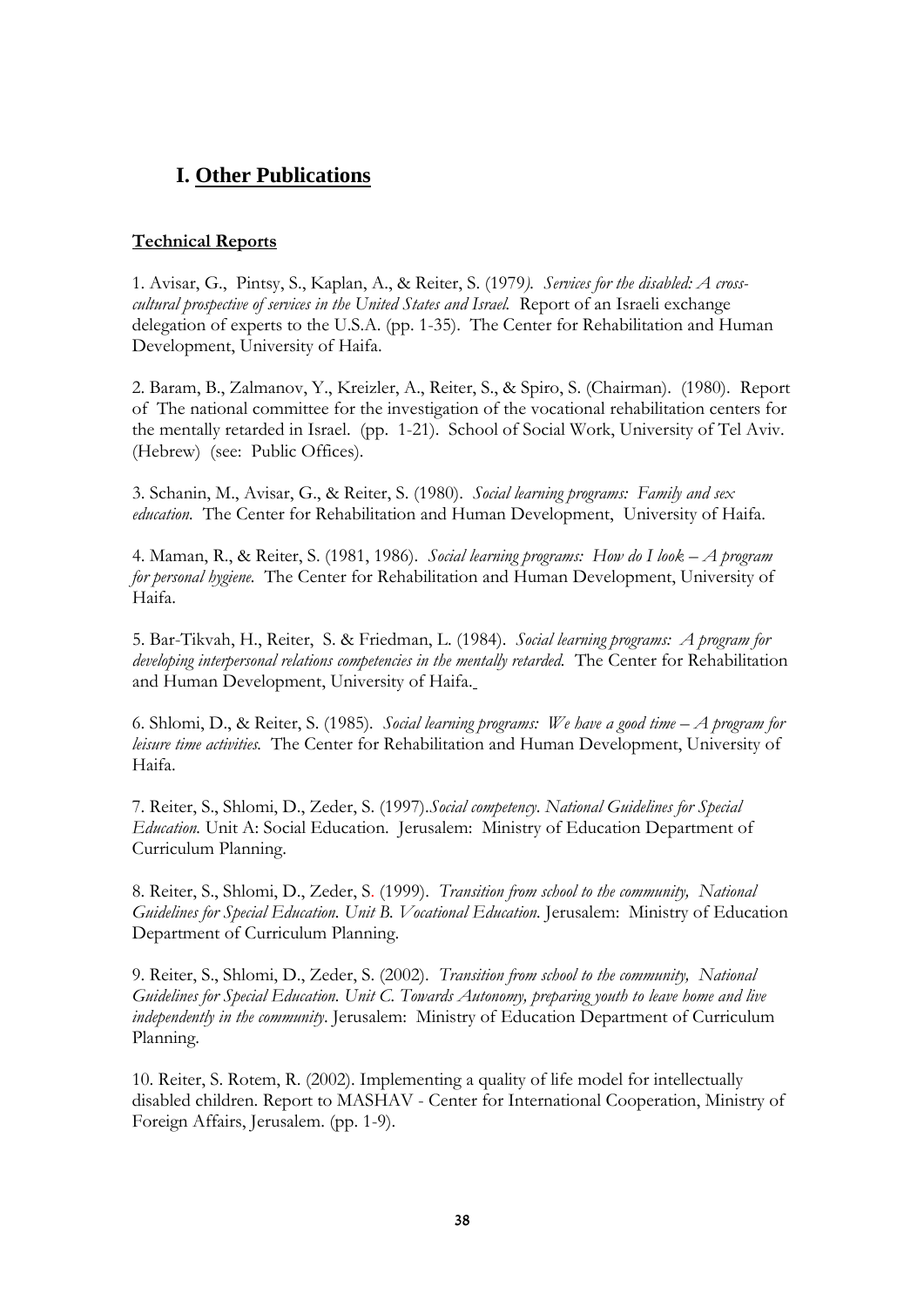## I. Other Publications

**Technical Reports**

1. Avisar, G., Pintsy, S., Kaplan, A., & Reiter, S. (1979*). Services for the disabled: A cross-cultural prospective of services in the United States and Israel.* Report of an Israeli exchange delegation of experts to the U.S.A. (pp. 1-35). The Center for Rehabilitation and Human Development, University of Haifa.

2. Baram, B., Zalmanov, Y., Kreizler, A., Reiter, S., & Spiro, S. (Chairman). (1980). Report of The national committee for the investigation of the vocational rehabilitation centers for the mentally retarded in Israel. (pp. 1-21). School of Social Work, University of Tel Aviv. (Hebrew) (see: Public Offices).

3. Schanin, M., Avisar, G., & Reiter, S. (1980). *Social learning programs: Family and sex education.* The Center for Rehabilitation and Human Development, University of Haifa.

4. Maman, R., & Reiter, S. (1981, 1986). *Social learning programs: How do I look – A program for personal hygiene.* The Center for Rehabilitation and Human Development, University of Haifa.

5. Bar-Tikvah, H., Reiter, S. & Friedman, L. (1984). *Social learning programs: A program for developing interpersonal relations competencies in the mentally retarded.* The Center for Rehabilitation and Human Development, University of Haifa.

6. Shlomi, D., & Reiter, S. (1985). *Social learning programs: We have a good time – A program for leisure time activities.* The Center for Rehabilitation and Human Development, University of Haifa.

7. Reiter, S., Shlomi, D., Zeder, S. (1997).*Social competency. National Guidelines for Special Education.* Unit A: Social Education. Jerusalem: Ministry of Education Department of Curriculum Planning.

8. Reiter, S., Shlomi, D., Zeder, S. (1999). *Transition from school to the community, National Guidelines for Special Education. Unit B. Vocational Education.* Jerusalem: Ministry of Education Department of Curriculum Planning.

9. Reiter, S., Shlomi, D., Zeder, S. (2002). *Transition from school to the community, National Guidelines for Special Education. Unit C. Towards Autonomy, preparing youth to leave home and live independently in the community.* Jerusalem: Ministry of Education Department of Curriculum Planning.

10. Reiter, S. Rotem, R. (2002). Implementing a quality of life model for intellectually disabled children. Report to MASHAV - Center for International Cooperation, Ministry of Foreign Affairs, Jerusalem. (pp. 1-9).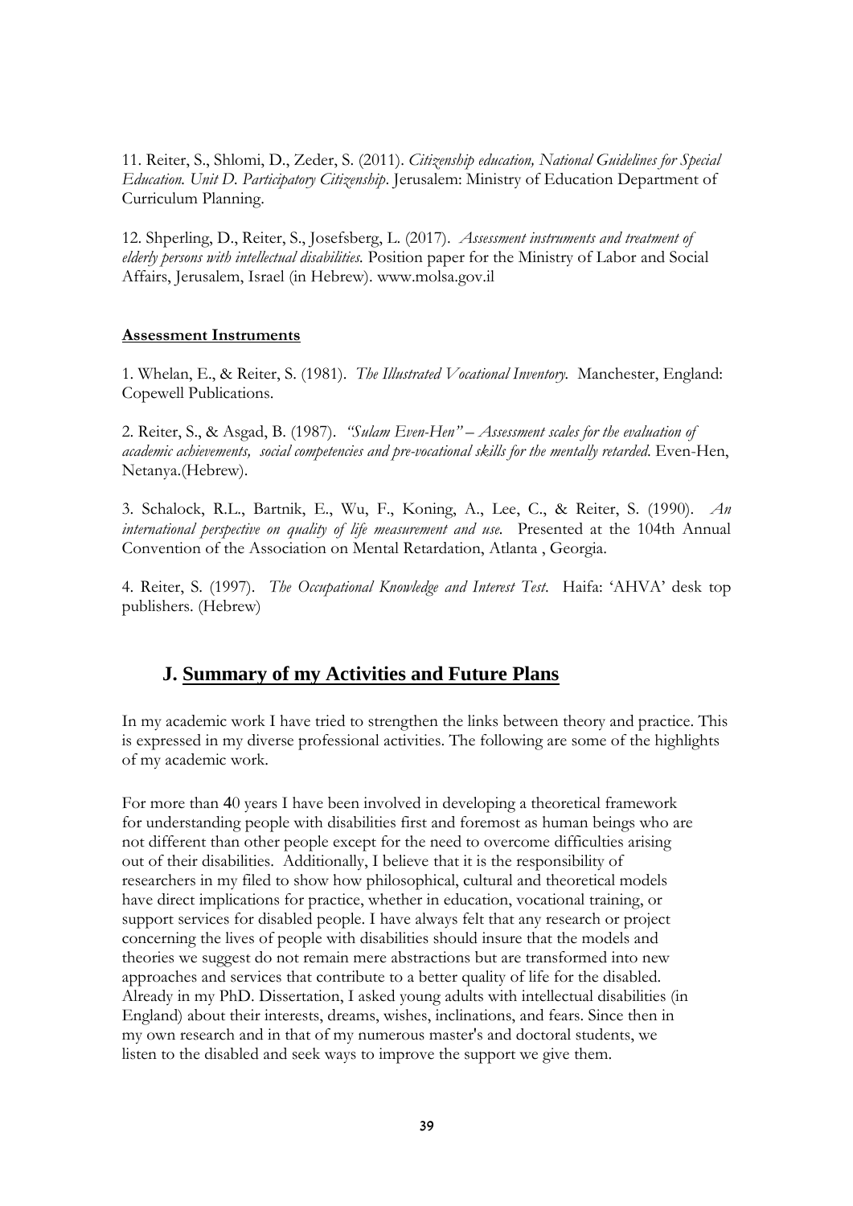11. Reiter, S., Shlomi, D., Zeder, S. (2011). *Citizenship education, National Guidelines for Special Education. Unit D. Participatory Citizenship*. Jerusalem: Ministry of Education Department of Curriculum Planning.

12. Shperling, D., Reiter, S., Josefsberg, L. (2017). *Assessment instruments and treatment of elderly persons with intellectual disabilities.* Position paper for the Ministry of Labor and Social Affairs, Jerusalem, Israel (in Hebrew). www.molsa.gov.il

**Assessment Instruments**

1. Whelan, E., & Reiter, S. (1981). *The Illustrated Vocational Inventory.* Manchester, England: Copewell Publications.

2. Reiter, S., & Asgad, B. (1987). *"Sulam Even-Hen" – Assessment scales for the evaluation of academic achievements, social competencies and pre-vocational skills for the mentally retarded*. Even-Hen, Netanya.(Hebrew).

3. Schalock, R.L., Bartnik, E., Wu, F., Koning, A., Lee, C., & Reiter, S. (1990). *An international perspective on quality of life measurement and use.* Presented at the 104th Annual Convention of the Association on Mental Retardation, Atlanta , Georgia.

4. Reiter, S. (1997). *The Occupational Knowledge and Interest Test*. Haifa: 'AHVA' desk top publishers. (Hebrew)

## J. Summary of my Activities and Future Plans

In my academic work I have tried to strengthen the links between theory and practice. This is expressed in my diverse professional activities. The following are some of the highlights of my academic work.

For more than 40 years I have been involved in developing a theoretical framework for understanding people with disabilities first and foremost as human beings who are not different than other people except for the need to overcome difficulties arising out of their disabilities. Additionally, I believe that it is the responsibility of researchers in my filed to show how philosophical, cultural and theoretical models have direct implications for practice, whether in education, vocational training, or support services for disabled people. I have always felt that any research or project concerning the lives of people with disabilities should insure that the models and theories we suggest do not remain mere abstractions but are transformed into new approaches and services that contribute to a better quality of life for the disabled. Already in my PhD. Dissertation, I asked young adults with intellectual disabilities (in England) about their interests, dreams, wishes, inclinations, and fears. Since then in my own research and in that of my numerous master's and doctoral students, we listen to the disabled and seek ways to improve the support we give them.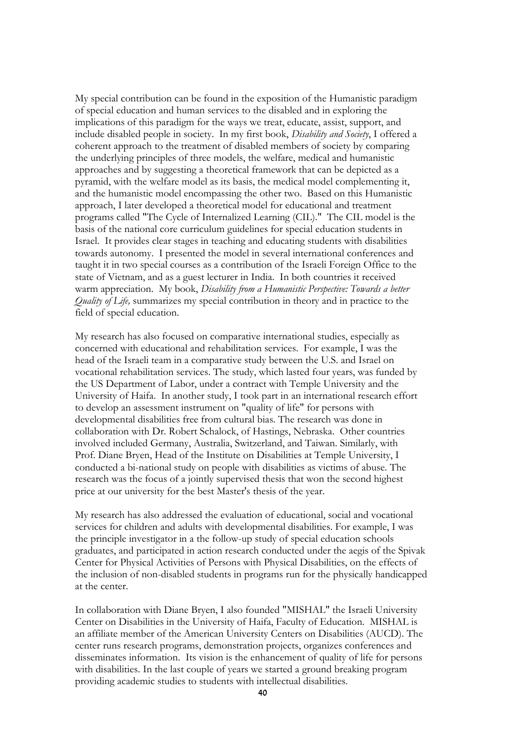My special contribution can be found in the exposition of the Humanistic paradigm of special education and human services to the disabled and in exploring the implications of this paradigm for the ways we treat, educate, assist, support, and include disabled people in society. In my first book, *Disability and Society*, I offered a coherent approach to the treatment of disabled members of society by comparing the underlying principles of three models, the welfare, medical and humanistic approaches and by suggesting a theoretical framework that can be depicted as a pyramid, with the welfare model as its basis, the medical model complementing it, and the humanistic model encompassing the other two. Based on this Humanistic approach, I later developed a theoretical model for educational and treatment programs called "The Cycle of Internalized Learning (CIL)." The CIL model is the basis of the national core curriculum guidelines for special education students in Israel. It provides clear stages in teaching and educating students with disabilities towards autonomy. I presented the model in several international conferences and taught it in two special courses as a contribution of the Israeli Foreign Office to the state of Vietnam, and as a guest lecturer in India. In both countries it received warm appreciation. My book, *Disability from a Humanistic Perspective: Towards a better Quality of Life,* summarizes my special contribution in theory and in practice to the field of special education.

My research has also focused on comparative international studies, especially as concerned with educational and rehabilitation services. For example, I was the head of the Israeli team in a comparative study between the U.S. and Israel on vocational rehabilitation services. The study, which lasted four years, was funded by the US Department of Labor, under a contract with Temple University and the University of Haifa. In another study, I took part in an international research effort to develop an assessment instrument on "quality of life" for persons with developmental disabilities free from cultural bias. The research was done in collaboration with Dr. Robert Schalock, of Hastings, Nebraska. Other countries involved included Germany, Australia, Switzerland, and Taiwan. Similarly, with Prof. Diane Bryen, Head of the Institute on Disabilities at Temple University, I conducted a bi-national study on people with disabilities as victims of abuse. The research was the focus of a jointly supervised thesis that won the second highest price at our university for the best Master's thesis of the year.

My research has also addressed the evaluation of educational, social and vocational services for children and adults with developmental disabilities. For example, I was the principle investigator in a the follow-up study of special education schools graduates, and participated in action research conducted under the aegis of the Spivak Center for Physical Activities of Persons with Physical Disabilities, on the effects of the inclusion of non-disabled students in programs run for the physically handicapped at the center.

In collaboration with Diane Bryen, I also founded "MISHAL" the Israeli University Center on Disabilities in the University of Haifa, Faculty of Education. MISHAL is an affiliate member of the American University Centers on Disabilities (AUCD). The center runs research programs, demonstration projects, organizes conferences and disseminates information. Its vision is the enhancement of quality of life for persons with disabilities. In the last couple of years we started a ground breaking program providing academic studies to students with intellectual disabilities.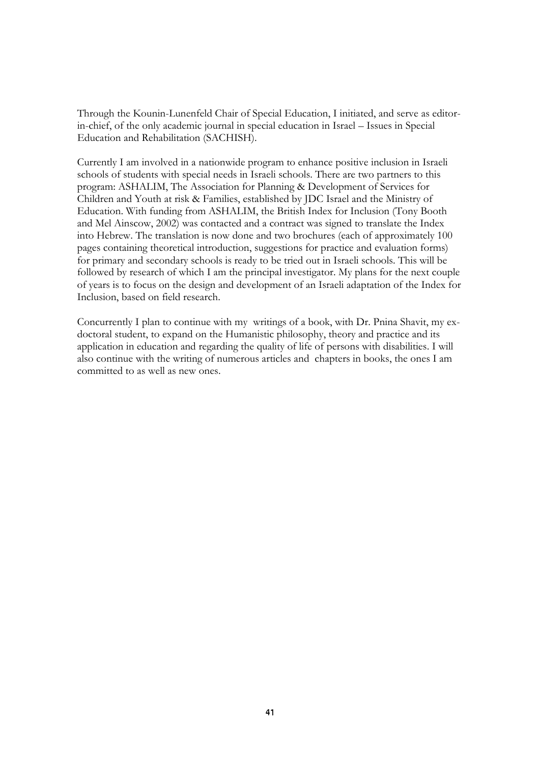Through the Kounin-Lunenfeld Chair of Special Education, I initiated, and serve as editor-in-chief, of the only academic journal in special education in Israel – Issues in Special Education and Rehabilitation (SACHISH).

Currently I am involved in a nationwide program to enhance positive inclusion in Israeli schools of students with special needs in Israeli schools. There are two partners to this program: ASHALIM, The Association for Planning & Development of Services for Children and Youth at risk & Families, established by JDC Israel and the Ministry of Education. With funding from ASHALIM, the British Index for Inclusion (Tony Booth and Mel Ainscow, 2002) was contacted and a contract was signed to translate the Index into Hebrew. The translation is now done and two brochures (each of approximately 100 pages containing theoretical introduction, suggestions for practice and evaluation forms) for primary and secondary schools is ready to be tried out in Israeli schools. This will be followed by research of which I am the principal investigator. My plans for the next couple of years is to focus on the design and development of an Israeli adaptation of the Index for Inclusion, based on field research.

Concurrently I plan to continue with my writings of a book, with Dr. Pnina Shavit, my ex-doctoral student, to expand on the Humanistic philosophy, theory and practice and its application in education and regarding the quality of life of persons with disabilities. I will also continue with the writing of numerous articles and chapters in books, the ones I am committed to as well as new ones.